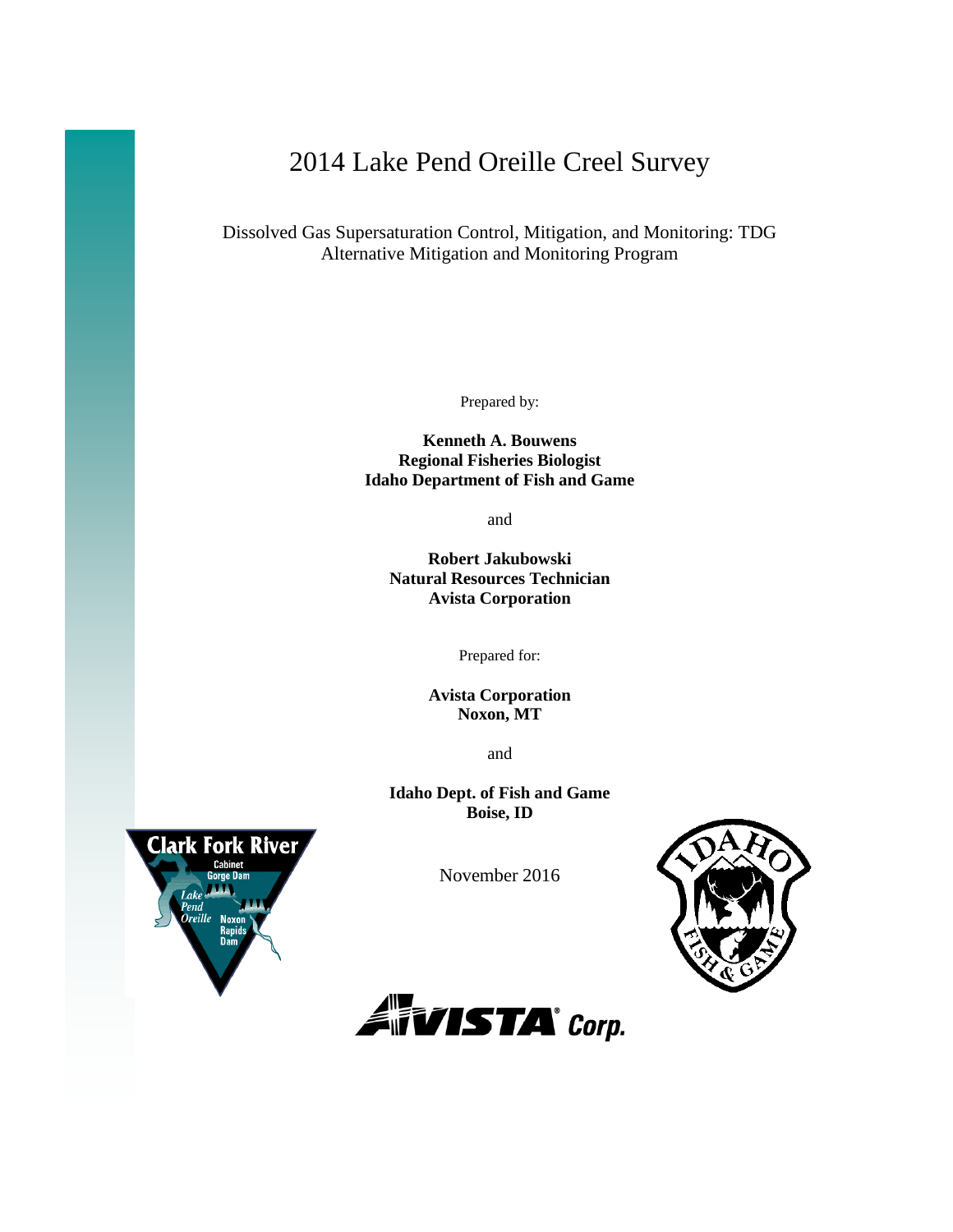# 2014 Lake Pend Oreille Creel Survey

Dissolved Gas Supersaturation Control, Mitigation, and Monitoring: TDG Alternative Mitigation and Monitoring Program

Prepared by:

**Kenneth A. Bouwens**
**Regional Fisheries Biologist**
**Idaho Department of Fish and Game**

and

**Robert Jakubowski**
**Natural Resources Technician**
**Avista Corporation**

Prepared for:

**Avista Corporation**
**Noxon, MT**

and

**Idaho Dept. of Fish and Game**
**Boise, ID**

November 2016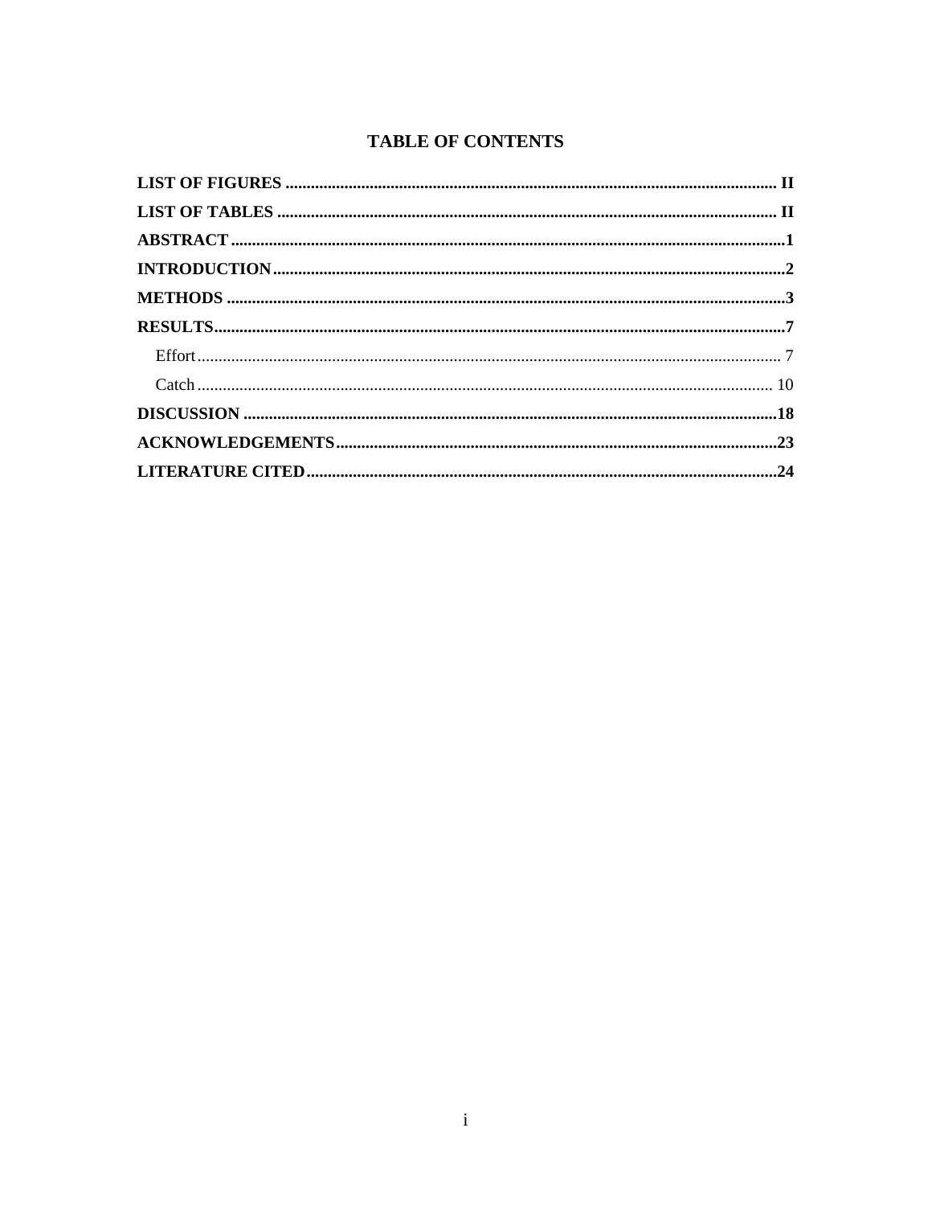# TABLE OF CONTENTS

**LIST OF FIGURES** .......... **II**

**LIST OF TABLES** .......... **II**

**ABSTRACT** .......... **1**

**INTRODUCTION** .......... **2**

**METHODS** .......... **3**

**RESULTS** .......... **7**

- Effort .......... 7
- Catch .......... 10

**DISCUSSION** .......... **18**

**ACKNOWLEDGEMENTS** .......... **23**

**LITERATURE CITED** .......... **24**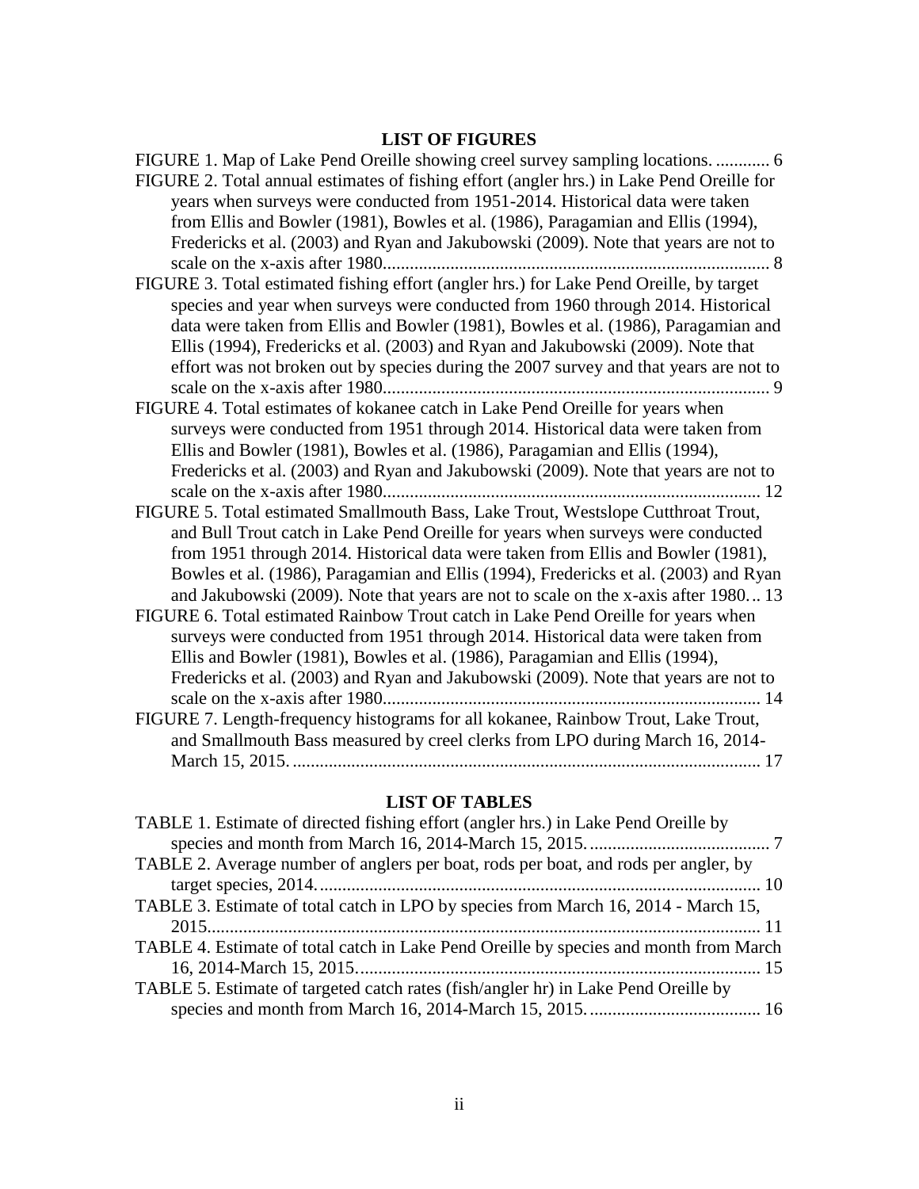## LIST OF FIGURES

FIGURE 1. Map of Lake Pend Oreille showing creel survey sampling locations. ............ 6

FIGURE 2. Total annual estimates of fishing effort (angler hrs.) in Lake Pend Oreille for years when surveys were conducted from 1951-2014. Historical data were taken from Ellis and Bowler (1981), Bowles et al. (1986), Paragamian and Ellis (1994), Fredericks et al. (2003) and Ryan and Jakubowski (2009). Note that years are not to scale on the x-axis after 1980...................................................................................... 8

FIGURE 3. Total estimated fishing effort (angler hrs.) for Lake Pend Oreille, by target species and year when surveys were conducted from 1960 through 2014. Historical data were taken from Ellis and Bowler (1981), Bowles et al. (1986), Paragamian and Ellis (1994), Fredericks et al. (2003) and Ryan and Jakubowski (2009). Note that effort was not broken out by species during the 2007 survey and that years are not to scale on the x-axis after 1980...................................................................................... 9

FIGURE 4. Total estimates of kokanee catch in Lake Pend Oreille for years when surveys were conducted from 1951 through 2014. Historical data were taken from Ellis and Bowler (1981), Bowles et al. (1986), Paragamian and Ellis (1994), Fredericks et al. (2003) and Ryan and Jakubowski (2009). Note that years are not to scale on the x-axis after 1980.................................................................................... 12

FIGURE 5. Total estimated Smallmouth Bass, Lake Trout, Westslope Cutthroat Trout, and Bull Trout catch in Lake Pend Oreille for years when surveys were conducted from 1951 through 2014. Historical data were taken from Ellis and Bowler (1981), Bowles et al. (1986), Paragamian and Ellis (1994), Fredericks et al. (2003) and Ryan and Jakubowski (2009). Note that years are not to scale on the x-axis after 1980... 13

FIGURE 6. Total estimated Rainbow Trout catch in Lake Pend Oreille for years when surveys were conducted from 1951 through 2014. Historical data were taken from Ellis and Bowler (1981), Bowles et al. (1986), Paragamian and Ellis (1994), Fredericks et al. (2003) and Ryan and Jakubowski (2009). Note that years are not to scale on the x-axis after 1980.................................................................................... 14

FIGURE 7. Length-frequency histograms for all kokanee, Rainbow Trout, Lake Trout, and Smallmouth Bass measured by creel clerks from LPO during March 16, 2014-March 15, 2015......................................................................................................... 17

## LIST OF TABLES

TABLE 1. Estimate of directed fishing effort (angler hrs.) in Lake Pend Oreille by species and month from March 16, 2014-March 15, 2015........................................ 7

TABLE 2. Average number of anglers per boat, rods per boat, and rods per angler, by target species, 2014................................................................................................. 10

TABLE 3. Estimate of total catch in LPO by species from March 16, 2014 - March 15, 2015......................................................................................................................... 11

TABLE 4. Estimate of total catch in Lake Pend Oreille by species and month from March 16, 2014-March 15, 2015......................................................................................... 15

TABLE 5. Estimate of targeted catch rates (fish/angler hr) in Lake Pend Oreille by species and month from March 16, 2014-March 15, 2015...................................... 16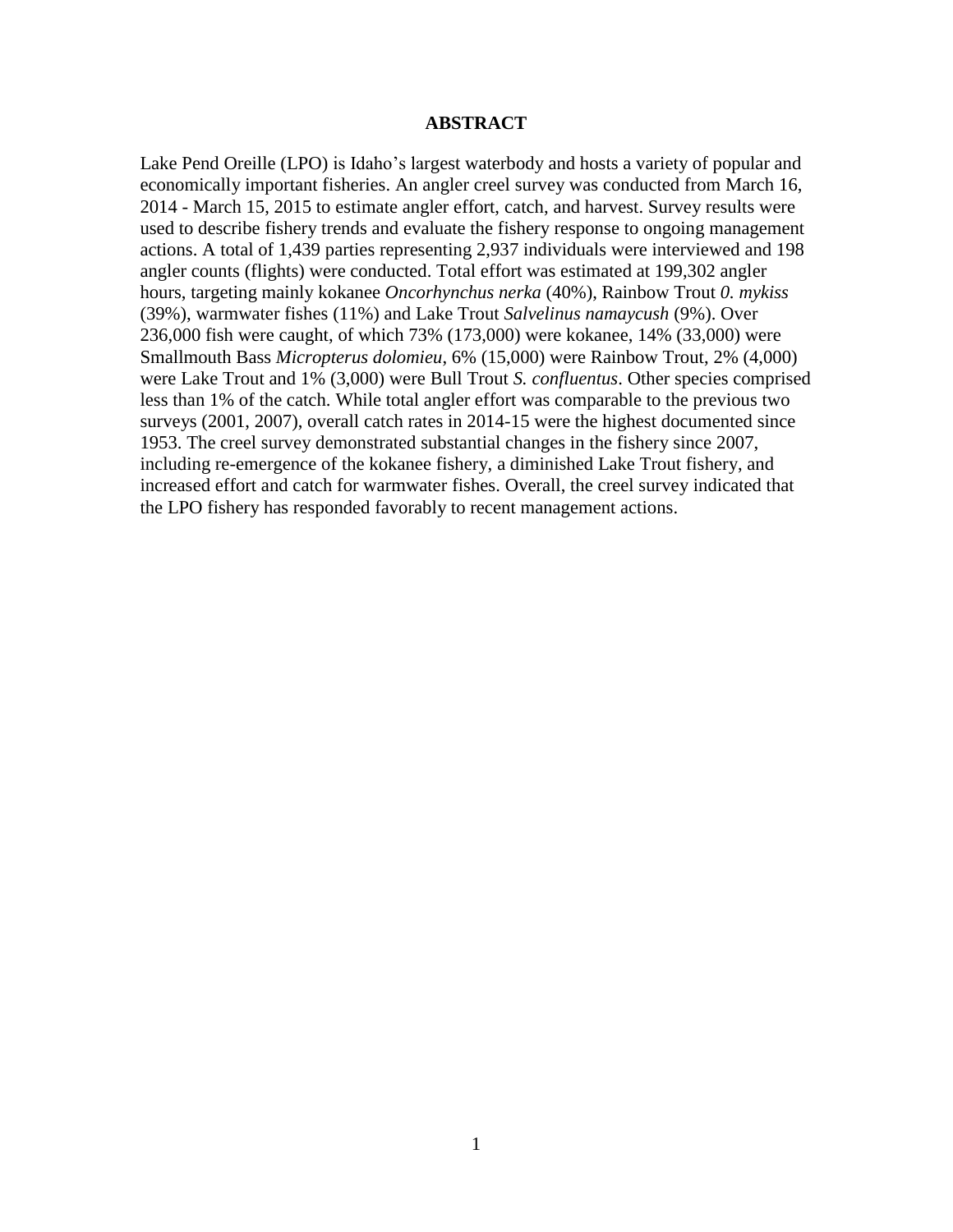# ABSTRACT

Lake Pend Oreille (LPO) is Idaho's largest waterbody and hosts a variety of popular and economically important fisheries. An angler creel survey was conducted from March 16, 2014 - March 15, 2015 to estimate angler effort, catch, and harvest. Survey results were used to describe fishery trends and evaluate the fishery response to ongoing management actions. A total of 1,439 parties representing 2,937 individuals were interviewed and 198 angler counts (flights) were conducted. Total effort was estimated at 199,302 angler hours, targeting mainly kokanee *Oncorhynchus nerka* (40%), Rainbow Trout *0. mykiss* (39%), warmwater fishes (11%) and Lake Trout *Salvelinus namaycush* (9%). Over 236,000 fish were caught, of which 73% (173,000) were kokanee, 14% (33,000) were Smallmouth Bass *Micropterus dolomieu*, 6% (15,000) were Rainbow Trout, 2% (4,000) were Lake Trout and 1% (3,000) were Bull Trout *S. confluentus*. Other species comprised less than 1% of the catch. While total angler effort was comparable to the previous two surveys (2001, 2007), overall catch rates in 2014-15 were the highest documented since 1953. The creel survey demonstrated substantial changes in the fishery since 2007, including re-emergence of the kokanee fishery, a diminished Lake Trout fishery, and increased effort and catch for warmwater fishes. Overall, the creel survey indicated that the LPO fishery has responded favorably to recent management actions.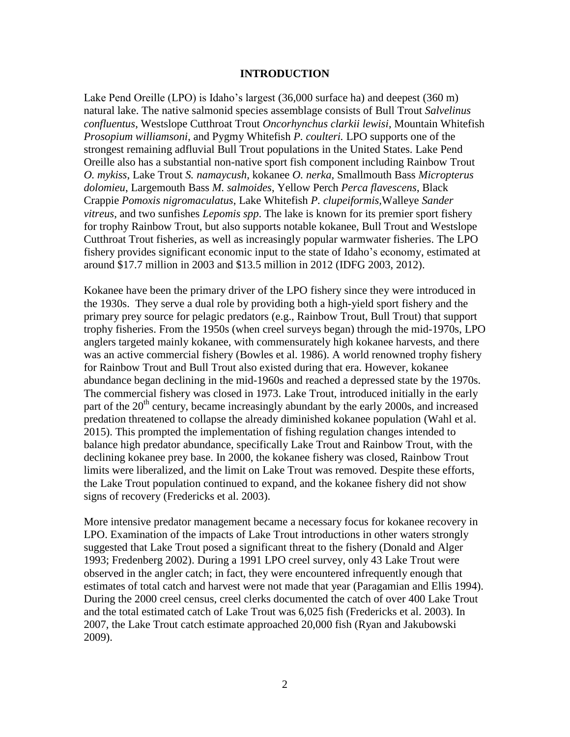## INTRODUCTION

Lake Pend Oreille (LPO) is Idaho's largest (36,000 surface ha) and deepest (360 m) natural lake. The native salmonid species assemblage consists of Bull Trout *Salvelinus confluentus*, Westslope Cutthroat Trout *Oncorhynchus clarkii lewisi*, Mountain Whitefish *Prosopium williamsoni*, and Pygmy Whitefish *P. coulteri.* LPO supports one of the strongest remaining adfluvial Bull Trout populations in the United States. Lake Pend Oreille also has a substantial non-native sport fish component including Rainbow Trout *O. mykiss*, Lake Trout *S. namaycush*, kokanee *O. nerka*, Smallmouth Bass *Micropterus dolomieu*, Largemouth Bass *M. salmoides*, Yellow Perch *Perca flavescens*, Black Crappie *Pomoxis nigromaculatus*, Lake Whitefish *P. clupeiformis*,Walleye *Sander vitreus*, and two sunfishes *Lepomis spp*. The lake is known for its premier sport fishery for trophy Rainbow Trout, but also supports notable kokanee, Bull Trout and Westslope Cutthroat Trout fisheries, as well as increasingly popular warmwater fisheries. The LPO fishery provides significant economic input to the state of Idaho's economy, estimated at around $17.7 million in 2003 and $13.5 million in 2012 (IDFG 2003, 2012).

Kokanee have been the primary driver of the LPO fishery since they were introduced in the 1930s. They serve a dual role by providing both a high-yield sport fishery and the primary prey source for pelagic predators (e.g., Rainbow Trout, Bull Trout) that support trophy fisheries. From the 1950s (when creel surveys began) through the mid-1970s, LPO anglers targeted mainly kokanee, with commensurately high kokanee harvests, and there was an active commercial fishery (Bowles et al. 1986). A world renowned trophy fishery for Rainbow Trout and Bull Trout also existed during that era. However, kokanee abundance began declining in the mid-1960s and reached a depressed state by the 1970s. The commercial fishery was closed in 1973. Lake Trout, introduced initially in the early part of the 20th century, became increasingly abundant by the early 2000s, and increased predation threatened to collapse the already diminished kokanee population (Wahl et al. 2015). This prompted the implementation of fishing regulation changes intended to balance high predator abundance, specifically Lake Trout and Rainbow Trout, with the declining kokanee prey base. In 2000, the kokanee fishery was closed, Rainbow Trout limits were liberalized, and the limit on Lake Trout was removed. Despite these efforts, the Lake Trout population continued to expand, and the kokanee fishery did not show signs of recovery (Fredericks et al. 2003).

More intensive predator management became a necessary focus for kokanee recovery in LPO. Examination of the impacts of Lake Trout introductions in other waters strongly suggested that Lake Trout posed a significant threat to the fishery (Donald and Alger 1993; Fredenberg 2002). During a 1991 LPO creel survey, only 43 Lake Trout were observed in the angler catch; in fact, they were encountered infrequently enough that estimates of total catch and harvest were not made that year (Paragamian and Ellis 1994). During the 2000 creel census, creel clerks documented the catch of over 400 Lake Trout and the total estimated catch of Lake Trout was 6,025 fish (Fredericks et al. 2003). In 2007, the Lake Trout catch estimate approached 20,000 fish (Ryan and Jakubowski 2009).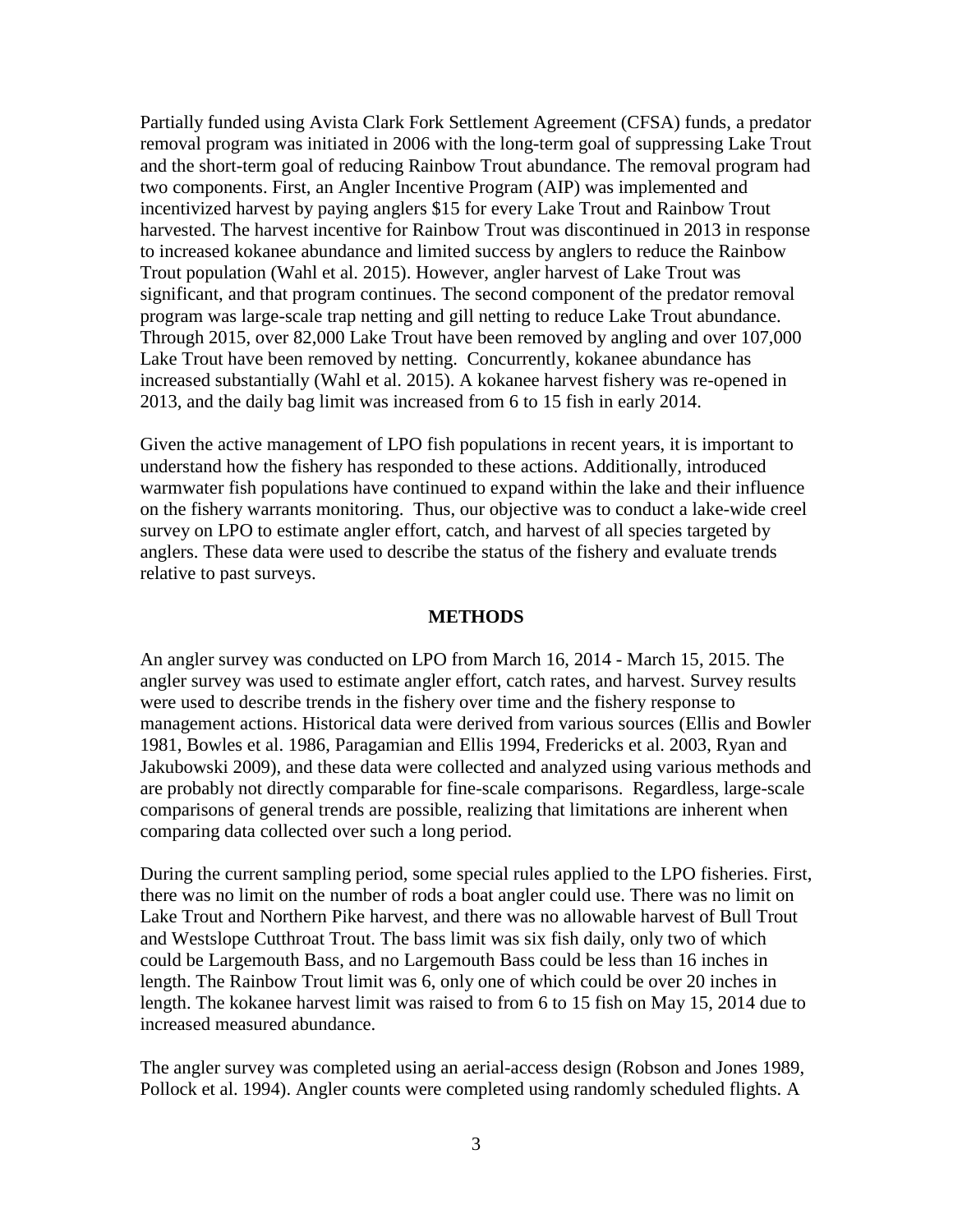Partially funded using Avista Clark Fork Settlement Agreement (CFSA) funds, a predator removal program was initiated in 2006 with the long-term goal of suppressing Lake Trout and the short-term goal of reducing Rainbow Trout abundance. The removal program had two components. First, an Angler Incentive Program (AIP) was implemented and incentivized harvest by paying anglers $15 for every Lake Trout and Rainbow Trout harvested. The harvest incentive for Rainbow Trout was discontinued in 2013 in response to increased kokanee abundance and limited success by anglers to reduce the Rainbow Trout population (Wahl et al. 2015). However, angler harvest of Lake Trout was significant, and that program continues. The second component of the predator removal program was large-scale trap netting and gill netting to reduce Lake Trout abundance. Through 2015, over 82,000 Lake Trout have been removed by angling and over 107,000 Lake Trout have been removed by netting. Concurrently, kokanee abundance has increased substantially (Wahl et al. 2015). A kokanee harvest fishery was re-opened in 2013, and the daily bag limit was increased from 6 to 15 fish in early 2014.

Given the active management of LPO fish populations in recent years, it is important to understand how the fishery has responded to these actions. Additionally, introduced warmwater fish populations have continued to expand within the lake and their influence on the fishery warrants monitoring. Thus, our objective was to conduct a lake-wide creel survey on LPO to estimate angler effort, catch, and harvest of all species targeted by anglers. These data were used to describe the status of the fishery and evaluate trends relative to past surveys.

## METHODS

An angler survey was conducted on LPO from March 16, 2014 - March 15, 2015. The angler survey was used to estimate angler effort, catch rates, and harvest. Survey results were used to describe trends in the fishery over time and the fishery response to management actions. Historical data were derived from various sources (Ellis and Bowler 1981, Bowles et al. 1986, Paragamian and Ellis 1994, Fredericks et al. 2003, Ryan and Jakubowski 2009), and these data were collected and analyzed using various methods and are probably not directly comparable for fine-scale comparisons. Regardless, large-scale comparisons of general trends are possible, realizing that limitations are inherent when comparing data collected over such a long period.

During the current sampling period, some special rules applied to the LPO fisheries. First, there was no limit on the number of rods a boat angler could use. There was no limit on Lake Trout and Northern Pike harvest, and there was no allowable harvest of Bull Trout and Westslope Cutthroat Trout. The bass limit was six fish daily, only two of which could be Largemouth Bass, and no Largemouth Bass could be less than 16 inches in length. The Rainbow Trout limit was 6, only one of which could be over 20 inches in length. The kokanee harvest limit was raised to from 6 to 15 fish on May 15, 2014 due to increased measured abundance.

The angler survey was completed using an aerial-access design (Robson and Jones 1989, Pollock et al. 1994). Angler counts were completed using randomly scheduled flights. A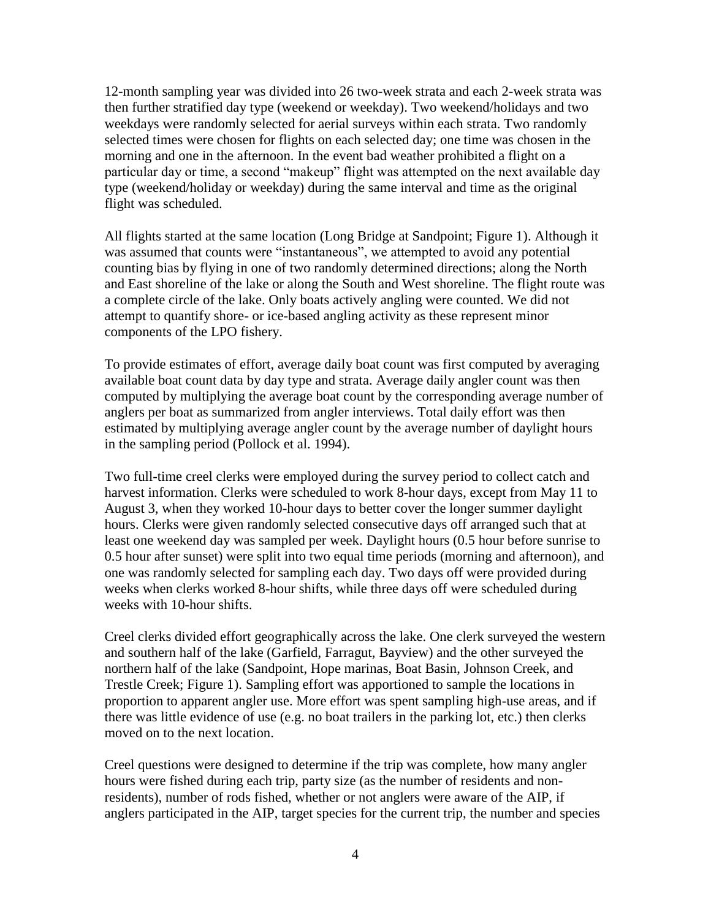12-month sampling year was divided into 26 two-week strata and each 2-week strata was then further stratified day type (weekend or weekday). Two weekend/holidays and two weekdays were randomly selected for aerial surveys within each strata. Two randomly selected times were chosen for flights on each selected day; one time was chosen in the morning and one in the afternoon. In the event bad weather prohibited a flight on a particular day or time, a second "makeup" flight was attempted on the next available day type (weekend/holiday or weekday) during the same interval and time as the original flight was scheduled.

All flights started at the same location (Long Bridge at Sandpoint; Figure 1). Although it was assumed that counts were "instantaneous", we attempted to avoid any potential counting bias by flying in one of two randomly determined directions; along the North and East shoreline of the lake or along the South and West shoreline. The flight route was a complete circle of the lake. Only boats actively angling were counted. We did not attempt to quantify shore- or ice-based angling activity as these represent minor components of the LPO fishery.

To provide estimates of effort, average daily boat count was first computed by averaging available boat count data by day type and strata. Average daily angler count was then computed by multiplying the average boat count by the corresponding average number of anglers per boat as summarized from angler interviews. Total daily effort was then estimated by multiplying average angler count by the average number of daylight hours in the sampling period (Pollock et al. 1994).

Two full-time creel clerks were employed during the survey period to collect catch and harvest information. Clerks were scheduled to work 8-hour days, except from May 11 to August 3, when they worked 10-hour days to better cover the longer summer daylight hours. Clerks were given randomly selected consecutive days off arranged such that at least one weekend day was sampled per week. Daylight hours (0.5 hour before sunrise to 0.5 hour after sunset) were split into two equal time periods (morning and afternoon), and one was randomly selected for sampling each day. Two days off were provided during weeks when clerks worked 8-hour shifts, while three days off were scheduled during weeks with 10-hour shifts.

Creel clerks divided effort geographically across the lake. One clerk surveyed the western and southern half of the lake (Garfield, Farragut, Bayview) and the other surveyed the northern half of the lake (Sandpoint, Hope marinas, Boat Basin, Johnson Creek, and Trestle Creek; Figure 1). Sampling effort was apportioned to sample the locations in proportion to apparent angler use. More effort was spent sampling high-use areas, and if there was little evidence of use (e.g. no boat trailers in the parking lot, etc.) then clerks moved on to the next location.

Creel questions were designed to determine if the trip was complete, how many angler hours were fished during each trip, party size (as the number of residents and non-residents), number of rods fished, whether or not anglers were aware of the AIP, if anglers participated in the AIP, target species for the current trip, the number and species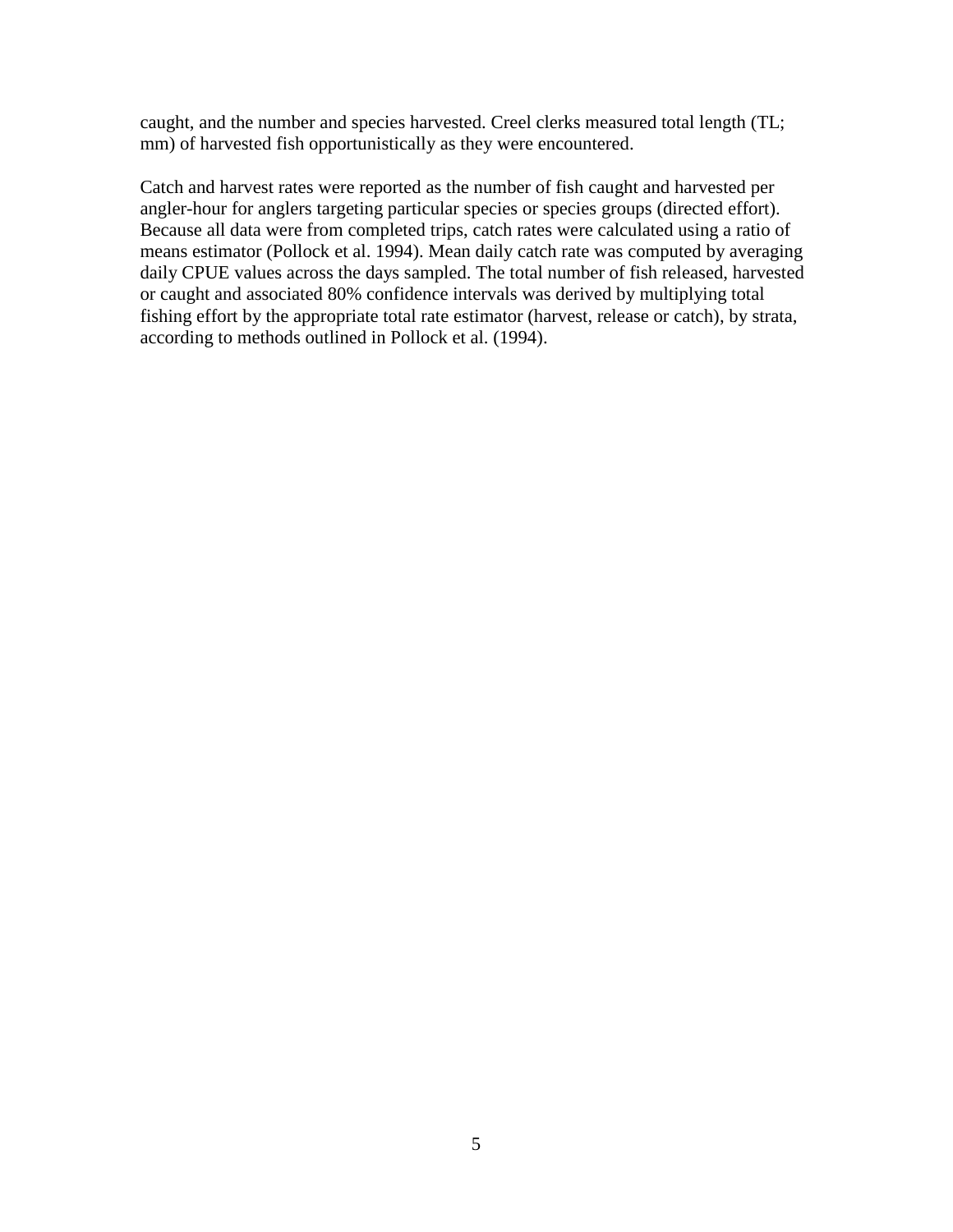caught, and the number and species harvested. Creel clerks measured total length (TL; mm) of harvested fish opportunistically as they were encountered.

Catch and harvest rates were reported as the number of fish caught and harvested per angler-hour for anglers targeting particular species or species groups (directed effort). Because all data were from completed trips, catch rates were calculated using a ratio of means estimator (Pollock et al. 1994). Mean daily catch rate was computed by averaging daily CPUE values across the days sampled. The total number of fish released, harvested or caught and associated 80% confidence intervals was derived by multiplying total fishing effort by the appropriate total rate estimator (harvest, release or catch), by strata, according to methods outlined in Pollock et al. (1994).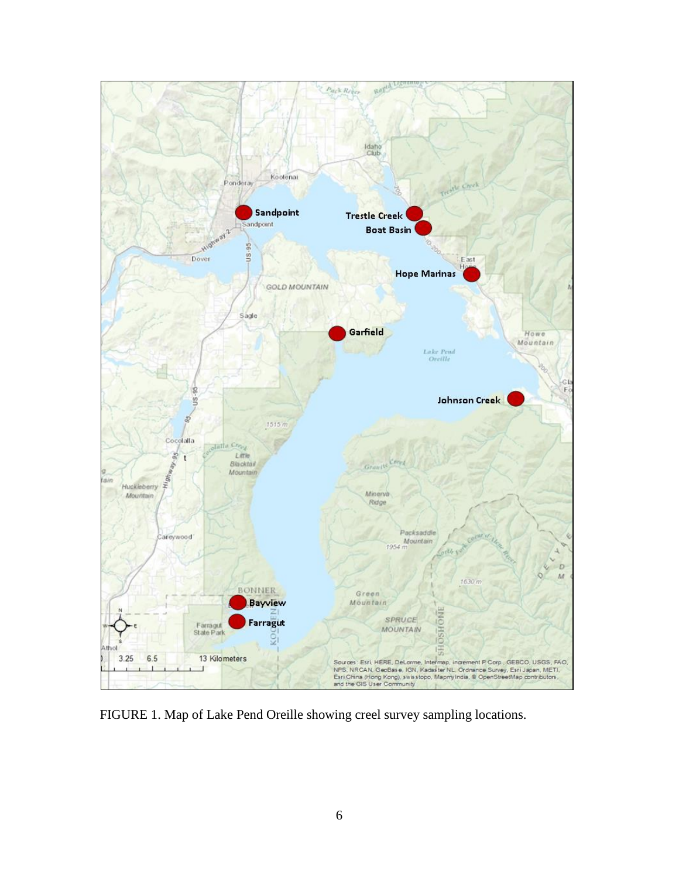FIGURE 1. Map of Lake Pend Oreille showing creel survey sampling locations.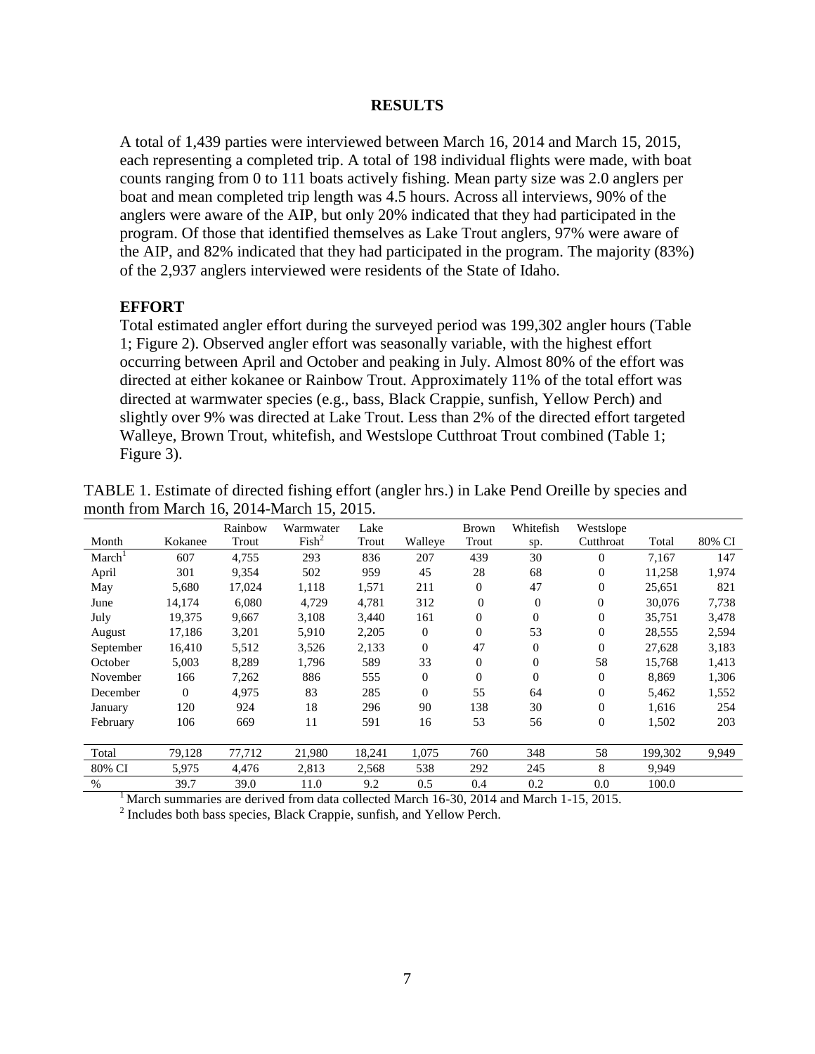## RESULTS

A total of 1,439 parties were interviewed between March 16, 2014 and March 15, 2015, each representing a completed trip. A total of 198 individual flights were made, with boat counts ranging from 0 to 111 boats actively fishing. Mean party size was 2.0 anglers per boat and mean completed trip length was 4.5 hours. Across all interviews, 90% of the anglers were aware of the AIP, but only 20% indicated that they had participated in the program. Of those that identified themselves as Lake Trout anglers, 97% were aware of the AIP, and 82% indicated that they had participated in the program. The majority (83%) of the 2,937 anglers interviewed were residents of the State of Idaho.

### EFFORT

Total estimated angler effort during the surveyed period was 199,302 angler hours (Table 1; Figure 2). Observed angler effort was seasonally variable, with the highest effort occurring between April and October and peaking in July. Almost 80% of the effort was directed at either kokanee or Rainbow Trout. Approximately 11% of the total effort was directed at warmwater species (e.g., bass, Black Crappie, sunfish, Yellow Perch) and slightly over 9% was directed at Lake Trout. Less than 2% of the directed effort targeted Walleye, Brown Trout, whitefish, and Westslope Cutthroat Trout combined (Table 1; Figure 3).

TABLE 1. Estimate of directed fishing effort (angler hrs.) in Lake Pend Oreille by species and month from March 16, 2014-March 15, 2015.

| Month | Kokanee | Rainbow Trout | Warmwater Fish[2] | Lake Trout | Walleye | Brown Trout | Whitefish sp. | Westslope Cutthroat | Total | 80% CI |
|---|---|---|---|---|---|---|---|---|---|---|
| March[1] | 607 | 4,755 | 293 | 836 | 207 | 439 | 30 | 0 | 7,167 | 147 |
| April | 301 | 9,354 | 502 | 959 | 45 | 28 | 68 | 0 | 11,258 | 1,974 |
| May | 5,680 | 17,024 | 1,118 | 1,571 | 211 | 0 | 47 | 0 | 25,651 | 821 |
| June | 14,174 | 6,080 | 4,729 | 4,781 | 312 | 0 | 0 | 0 | 30,076 | 7,738 |
| July | 19,375 | 9,667 | 3,108 | 3,440 | 161 | 0 | 0 | 0 | 35,751 | 3,478 |
| August | 17,186 | 3,201 | 5,910 | 2,205 | 0 | 0 | 53 | 0 | 28,555 | 2,594 |
| September | 16,410 | 5,512 | 3,526 | 2,133 | 0 | 47 | 0 | 0 | 27,628 | 3,183 |
| October | 5,003 | 8,289 | 1,796 | 589 | 33 | 0 | 0 | 58 | 15,768 | 1,413 |
| November | 166 | 7,262 | 886 | 555 | 0 | 0 | 0 | 0 | 8,869 | 1,306 |
| December | 0 | 4,975 | 83 | 285 | 0 | 55 | 64 | 0 | 5,462 | 1,552 |
| January | 120 | 924 | 18 | 296 | 90 | 138 | 30 | 0 | 1,616 | 254 |
| February | 106 | 669 | 11 | 591 | 16 | 53 | 56 | 0 | 1,502 | 203 |
| Total | 79,128 | 77,712 | 21,980 | 18,241 | 1,075 | 760 | 348 | 58 | 199,302 | 9,949 |
| 80% CI | 5,975 | 4,476 | 2,813 | 2,568 | 538 | 292 | 245 | 8 | 9,949 | |
| % | 39.7 | 39.0 | 11.0 | 9.2 | 0.5 | 0.4 | 0.2 | 0.0 | 100.0 | |

[1] March summaries are derived from data collected March 16-30, 2014 and March 1-15, 2015.

[2] Includes both bass species, Black Crappie, sunfish, and Yellow Perch.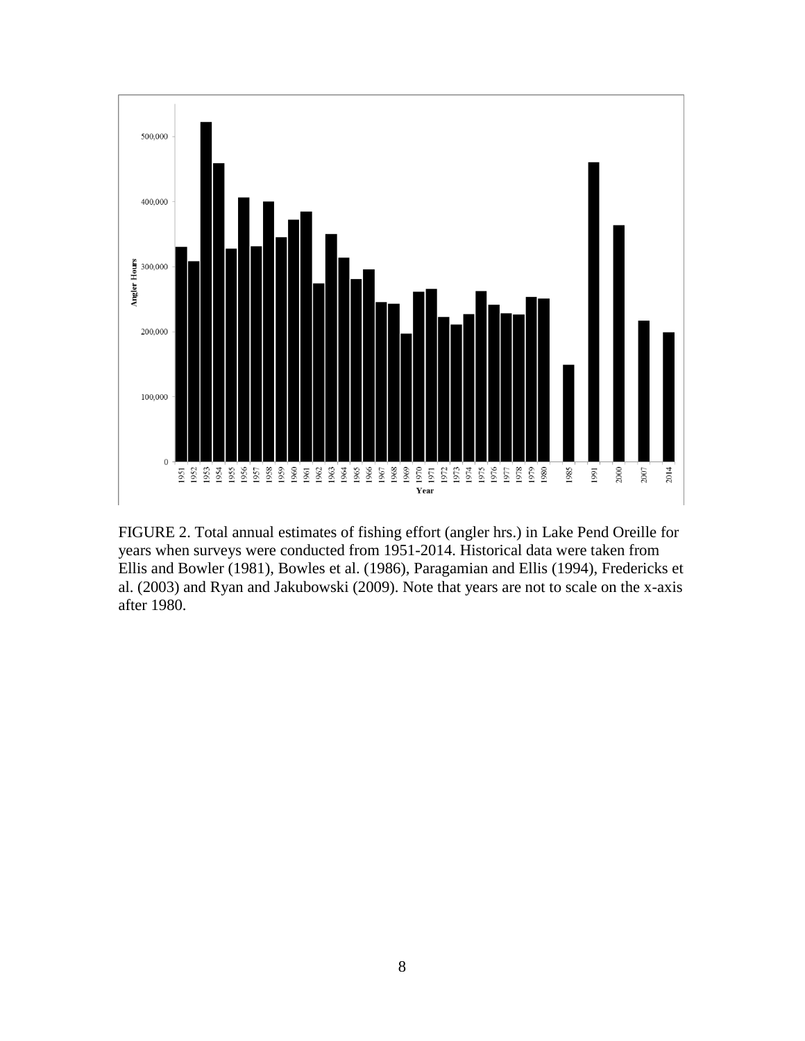FIGURE 2. Total annual estimates of fishing effort (angler hrs.) in Lake Pend Oreille for years when surveys were conducted from 1951-2014. Historical data were taken from Ellis and Bowler (1981), Bowles et al. (1986), Paragamian and Ellis (1994), Fredericks et al. (2003) and Ryan and Jakubowski (2009). Note that years are not to scale on the x-axis after 1980.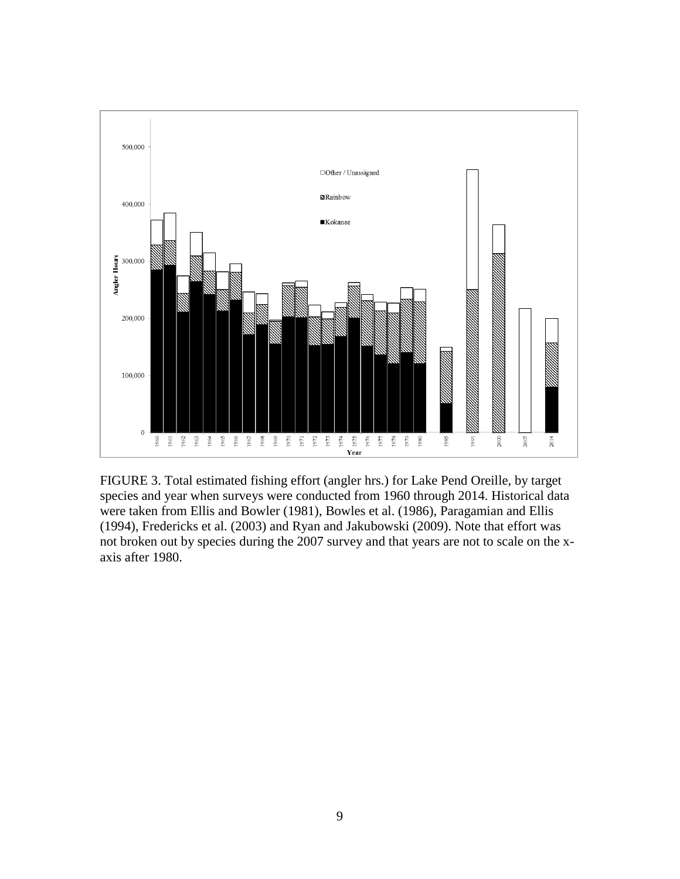FIGURE 3. Total estimated fishing effort (angler hrs.) for Lake Pend Oreille, by target species and year when surveys were conducted from 1960 through 2014. Historical data were taken from Ellis and Bowler (1981), Bowles et al. (1986), Paragamian and Ellis (1994), Fredericks et al. (2003) and Ryan and Jakubowski (2009). Note that effort was not broken out by species during the 2007 survey and that years are not to scale on the x-axis after 1980.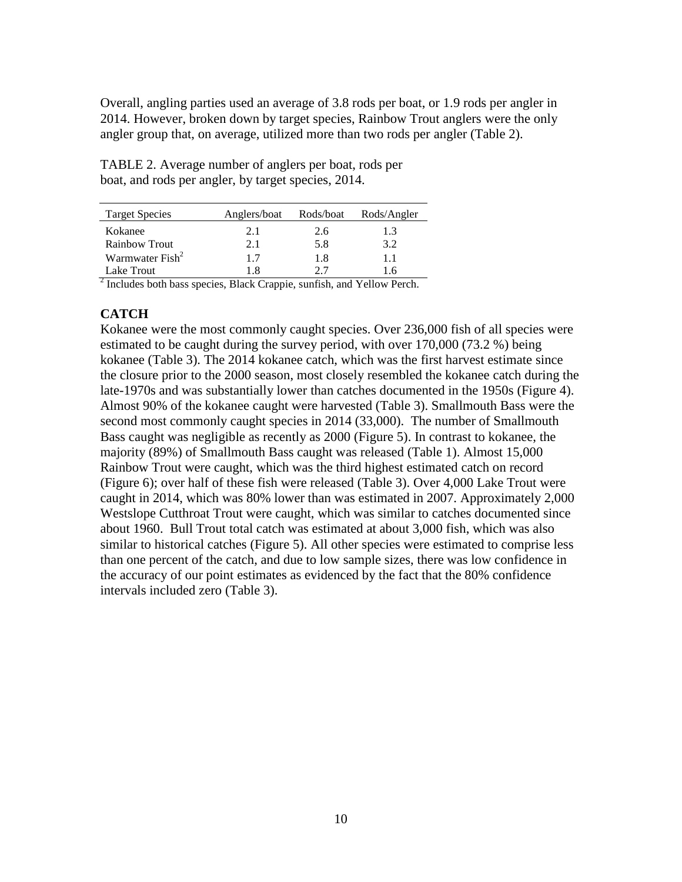Overall, angling parties used an average of 3.8 rods per boat, or 1.9 rods per angler in 2014. However, broken down by target species, Rainbow Trout anglers were the only angler group that, on average, utilized more than two rods per angler (Table 2).

TABLE 2. Average number of anglers per boat, rods per boat, and rods per angler, by target species, 2014.

| Target Species | Anglers/boat | Rods/boat | Rods/Angler |
|---|---|---|---|
| Kokanee | 2.1 | 2.6 | 1.3 |
| Rainbow Trout | 2.1 | 5.8 | 3.2 |
| Warmwater Fish[2] | 1.7 | 1.8 | 1.1 |
| Lake Trout | 1.8 | 2.7 | 1.6 |

[2] Includes both bass species, Black Crappie, sunfish, and Yellow Perch.

## CATCH

Kokanee were the most commonly caught species. Over 236,000 fish of all species were estimated to be caught during the survey period, with over 170,000 (73.2 %) being kokanee (Table 3). The 2014 kokanee catch, which was the first harvest estimate since the closure prior to the 2000 season, most closely resembled the kokanee catch during the late-1970s and was substantially lower than catches documented in the 1950s (Figure 4). Almost 90% of the kokanee caught were harvested (Table 3). Smallmouth Bass were the second most commonly caught species in 2014 (33,000). The number of Smallmouth Bass caught was negligible as recently as 2000 (Figure 5). In contrast to kokanee, the majority (89%) of Smallmouth Bass caught was released (Table 1). Almost 15,000 Rainbow Trout were caught, which was the third highest estimated catch on record (Figure 6); over half of these fish were released (Table 3). Over 4,000 Lake Trout were caught in 2014, which was 80% lower than was estimated in 2007. Approximately 2,000 Westslope Cutthroat Trout were caught, which was similar to catches documented since about 1960. Bull Trout total catch was estimated at about 3,000 fish, which was also similar to historical catches (Figure 5). All other species were estimated to comprise less than one percent of the catch, and due to low sample sizes, there was low confidence in the accuracy of our point estimates as evidenced by the fact that the 80% confidence intervals included zero (Table 3).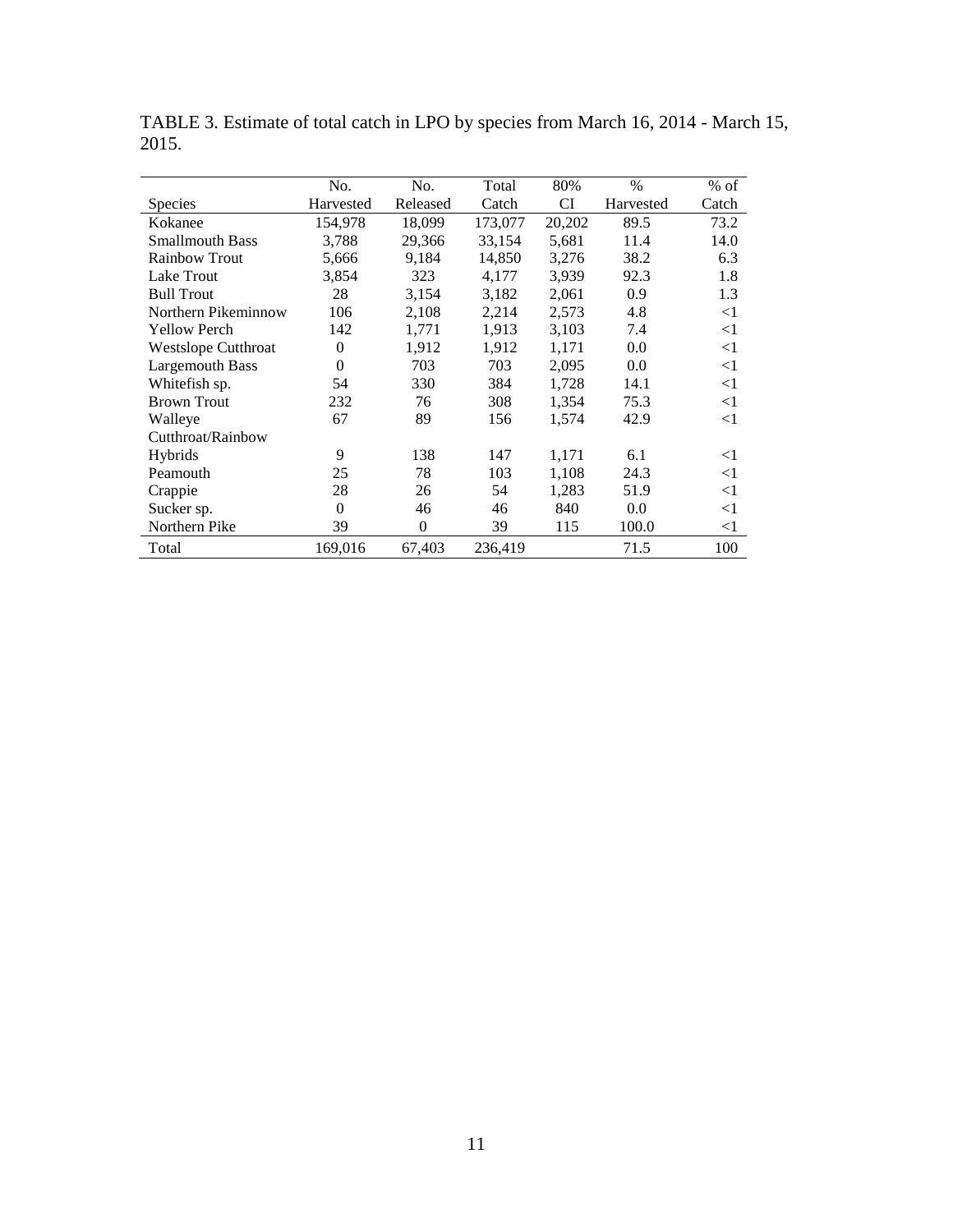TABLE 3. Estimate of total catch in LPO by species from March 16, 2014 - March 15, 2015.

| Species | No. Harvested | No. Released | Total Catch | 80% CI | % Harvested | % of Catch |
|---|---|---|---|---|---|---|
| Kokanee | 154,978 | 18,099 | 173,077 | 20,202 | 89.5 | 73.2 |
| Smallmouth Bass | 3,788 | 29,366 | 33,154 | 5,681 | 11.4 | 14.0 |
| Rainbow Trout | 5,666 | 9,184 | 14,850 | 3,276 | 38.2 | 6.3 |
| Lake Trout | 3,854 | 323 | 4,177 | 3,939 | 92.3 | 1.8 |
| Bull Trout | 28 | 3,154 | 3,182 | 2,061 | 0.9 | 1.3 |
| Northern Pikeminnow | 106 | 2,108 | 2,214 | 2,573 | 4.8 | <1 |
| Yellow Perch | 142 | 1,771 | 1,913 | 3,103 | 7.4 | <1 |
| Westslope Cutthroat | 0 | 1,912 | 1,912 | 1,171 | 0.0 | <1 |
| Largemouth Bass | 0 | 703 | 703 | 2,095 | 0.0 | <1 |
| Whitefish sp. | 54 | 330 | 384 | 1,728 | 14.1 | <1 |
| Brown Trout | 232 | 76 | 308 | 1,354 | 75.3 | <1 |
| Walleye | 67 | 89 | 156 | 1,574 | 42.9 | <1 |
| Cutthroat/Rainbow Hybrids | 9 | 138 | 147 | 1,171 | 6.1 | <1 |
| Peamouth | 25 | 78 | 103 | 1,108 | 24.3 | <1 |
| Crappie | 28 | 26 | 54 | 1,283 | 51.9 | <1 |
| Sucker sp. | 0 | 46 | 46 | 840 | 0.0 | <1 |
| Northern Pike | 39 | 0 | 39 | 115 | 100.0 | <1 |
| Total | 169,016 | 67,403 | 236,419 | | 71.5 | 100 |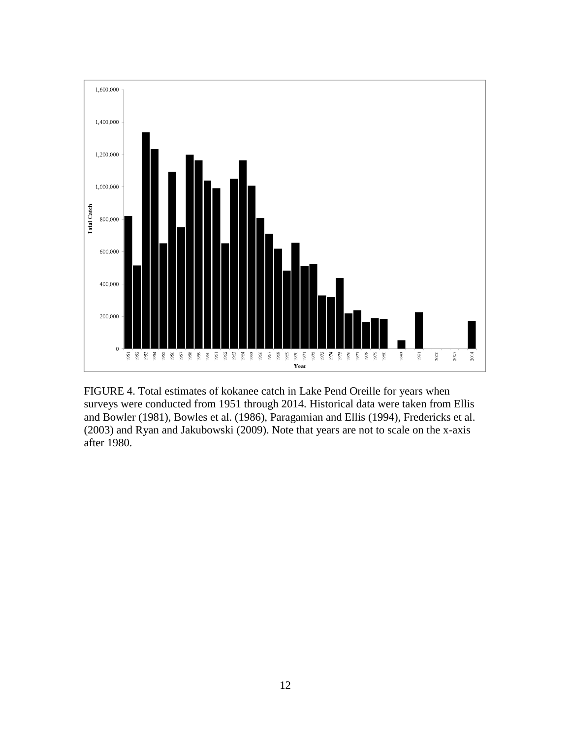FIGURE 4. Total estimates of kokanee catch in Lake Pend Oreille for years when surveys were conducted from 1951 through 2014. Historical data were taken from Ellis and Bowler (1981), Bowles et al. (1986), Paragamian and Ellis (1994), Fredericks et al. (2003) and Ryan and Jakubowski (2009). Note that years are not to scale on the x-axis after 1980.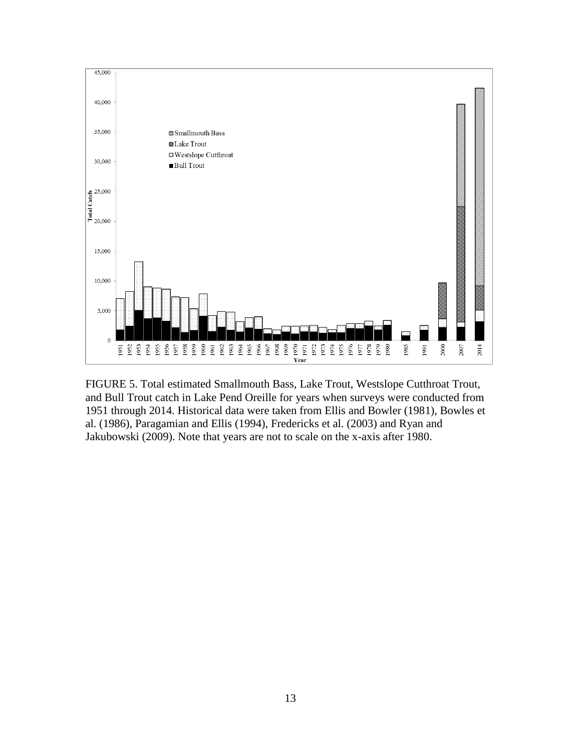FIGURE 5. Total estimated Smallmouth Bass, Lake Trout, Westslope Cutthroat Trout, and Bull Trout catch in Lake Pend Oreille for years when surveys were conducted from 1951 through 2014. Historical data were taken from Ellis and Bowler (1981), Bowles et al. (1986), Paragamian and Ellis (1994), Fredericks et al. (2003) and Ryan and Jakubowski (2009). Note that years are not to scale on the x-axis after 1980.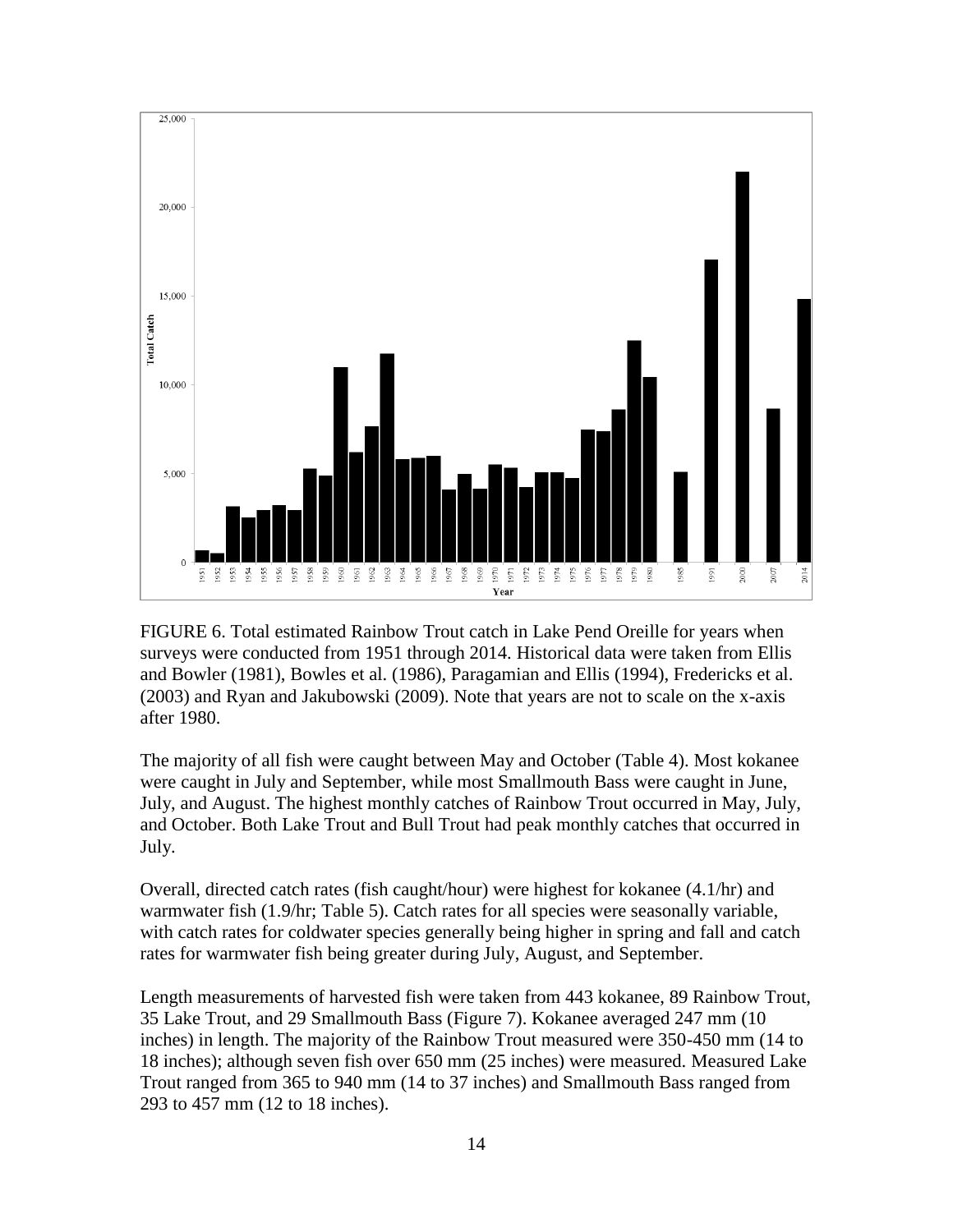FIGURE 6. Total estimated Rainbow Trout catch in Lake Pend Oreille for years when surveys were conducted from 1951 through 2014. Historical data were taken from Ellis and Bowler (1981), Bowles et al. (1986), Paragamian and Ellis (1994), Fredericks et al. (2003) and Ryan and Jakubowski (2009). Note that years are not to scale on the x-axis after 1980.

The majority of all fish were caught between May and October (Table 4). Most kokanee were caught in July and September, while most Smallmouth Bass were caught in June, July, and August. The highest monthly catches of Rainbow Trout occurred in May, July, and October. Both Lake Trout and Bull Trout had peak monthly catches that occurred in July.

Overall, directed catch rates (fish caught/hour) were highest for kokanee (4.1/hr) and warmwater fish (1.9/hr; Table 5). Catch rates for all species were seasonally variable, with catch rates for coldwater species generally being higher in spring and fall and catch rates for warmwater fish being greater during July, August, and September.

Length measurements of harvested fish were taken from 443 kokanee, 89 Rainbow Trout, 35 Lake Trout, and 29 Smallmouth Bass (Figure 7). Kokanee averaged 247 mm (10 inches) in length. The majority of the Rainbow Trout measured were 350-450 mm (14 to 18 inches); although seven fish over 650 mm (25 inches) were measured. Measured Lake Trout ranged from 365 to 940 mm (14 to 37 inches) and Smallmouth Bass ranged from 293 to 457 mm (12 to 18 inches).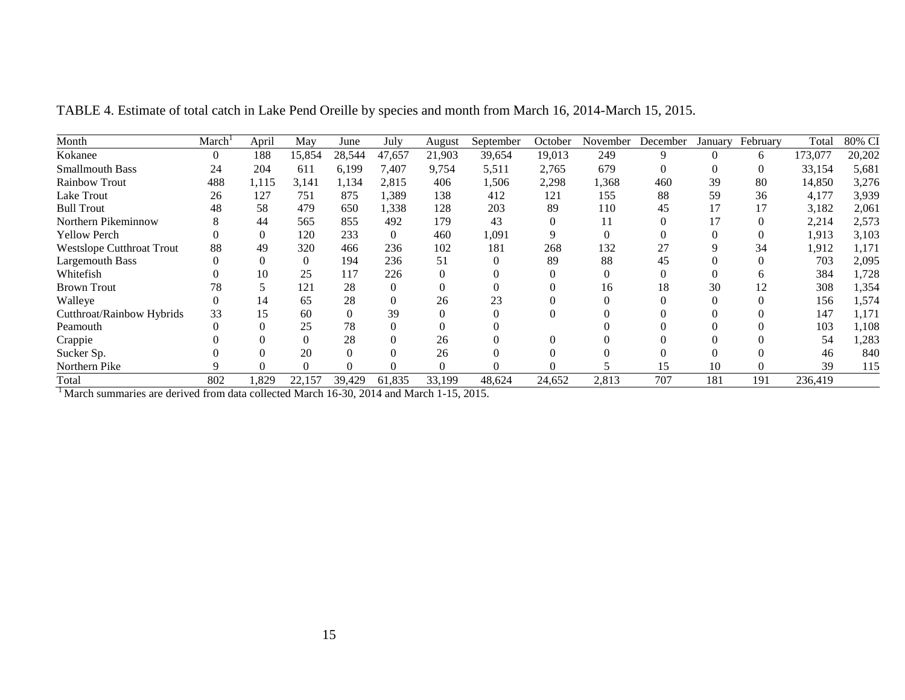TABLE 4. Estimate of total catch in Lake Pend Oreille by species and month from March 16, 2014-March 15, 2015.

| Month | March[1] | April | May | June | July | August | September | October | November | December | January | February | Total | 80% CI |
|---|---|---|---|---|---|---|---|---|---|---|---|---|---|---|
| Kokanee | 0 | 188 | 15,854 | 28,544 | 47,657 | 21,903 | 39,654 | 19,013 | 249 | 9 | 0 | 6 | 173,077 | 20,202 |
| Smallmouth Bass | 24 | 204 | 611 | 6,199 | 7,407 | 9,754 | 5,511 | 2,765 | 679 | 0 | 0 | 0 | 33,154 | 5,681 |
| Rainbow Trout | 488 | 1,115 | 3,141 | 1,134 | 2,815 | 406 | 1,506 | 2,298 | 1,368 | 460 | 39 | 80 | 14,850 | 3,276 |
| Lake Trout | 26 | 127 | 751 | 875 | 1,389 | 138 | 412 | 121 | 155 | 88 | 59 | 36 | 4,177 | 3,939 |
| Bull Trout | 48 | 58 | 479 | 650 | 1,338 | 128 | 203 | 89 | 110 | 45 | 17 | 17 | 3,182 | 2,061 |
| Northern Pikeminnow | 8 | 44 | 565 | 855 | 492 | 179 | 43 | 0 | 11 | 0 | 17 | 0 | 2,214 | 2,573 |
| Yellow Perch | 0 | 0 | 120 | 233 | 0 | 460 | 1,091 | 9 | 0 | 0 | 0 | 0 | 1,913 | 3,103 |
| Westslope Cutthroat Trout | 88 | 49 | 320 | 466 | 236 | 102 | 181 | 268 | 132 | 27 | 9 | 34 | 1,912 | 1,171 |
| Largemouth Bass | 0 | 0 | 0 | 194 | 236 | 51 | 0 | 89 | 88 | 45 | 0 | 0 | 703 | 2,095 |
| Whitefish | 0 | 10 | 25 | 117 | 226 | 0 | 0 | 0 | 0 | 0 | 0 | 6 | 384 | 1,728 |
| Brown Trout | 78 | 5 | 121 | 28 | 0 | 0 | 0 | 0 | 16 | 18 | 30 | 12 | 308 | 1,354 |
| Walleye | 0 | 14 | 65 | 28 | 0 | 26 | 23 | 0 | 0 | 0 | 0 | 0 | 156 | 1,574 |
| Cutthroat/Rainbow Hybrids | 33 | 15 | 60 | 0 | 39 | 0 | 0 | 0 | 0 | 0 | 0 | 0 | 147 | 1,171 |
| Peamouth | 0 | 0 | 25 | 78 | 0 | 0 | 0 | | 0 | 0 | 0 | 0 | 103 | 1,108 |
| Crappie | 0 | 0 | 0 | 28 | 0 | 26 | 0 | 0 | 0 | 0 | 0 | 0 | 54 | 1,283 |
| Sucker Sp. | 0 | 0 | 20 | 0 | 0 | 26 | 0 | 0 | 0 | 0 | 0 | 0 | 46 | 840 |
| Northern Pike | 9 | 0 | 0 | 0 | 0 | 0 | 0 | 0 | 5 | 15 | 10 | 0 | 39 | 115 |
| Total | 802 | 1,829 | 22,157 | 39,429 | 61,835 | 33,199 | 48,624 | 24,652 | 2,813 | 707 | 181 | 191 | 236,419 | |

[1] March summaries are derived from data collected March 16-30, 2014 and March 1-15, 2015.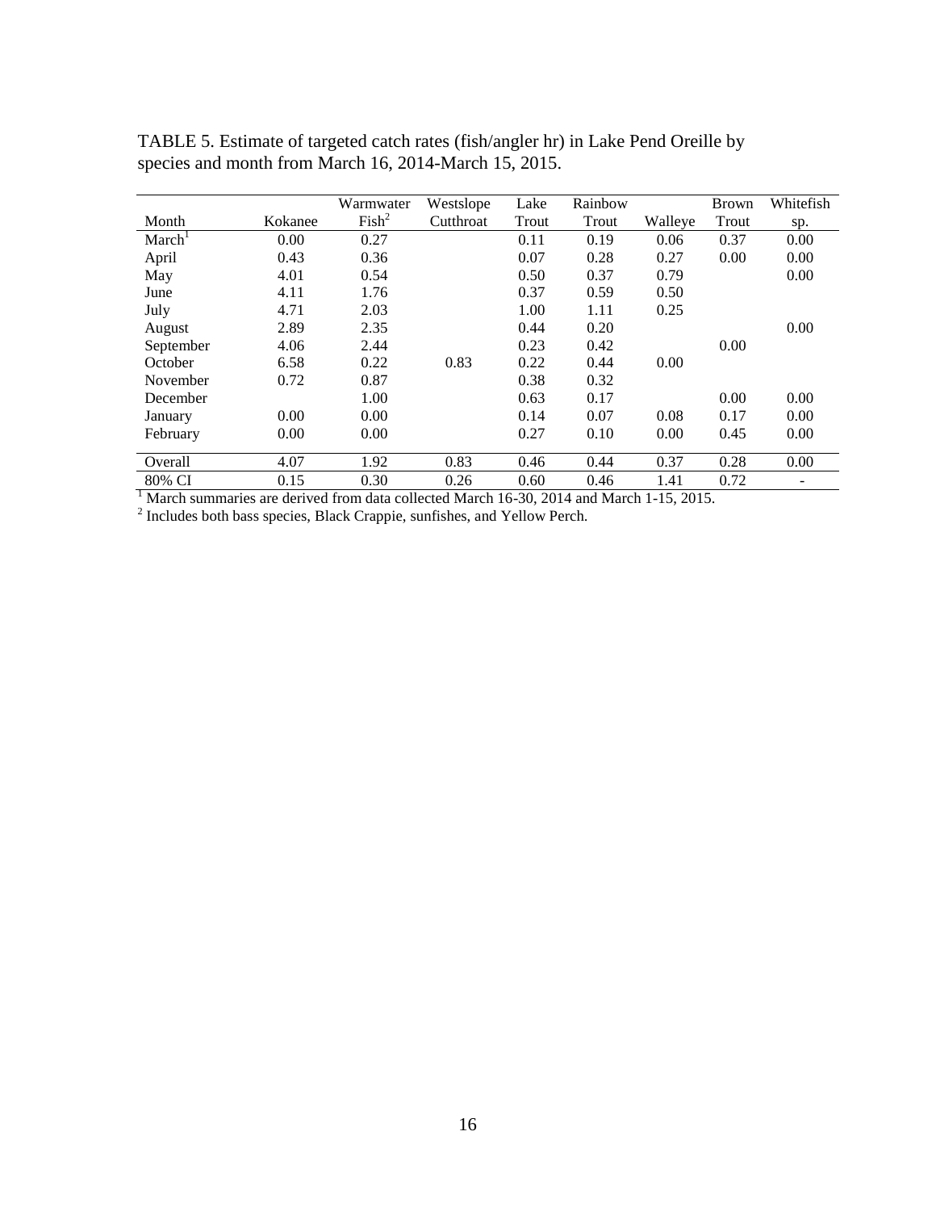TABLE 5. Estimate of targeted catch rates (fish/angler hr) in Lake Pend Oreille by species and month from March 16, 2014-March 15, 2015.

| Month | Kokanee | Warmwater Fish[2] | Westslope Cutthroat | Lake Trout | Rainbow Trout | Walleye | Brown Trout | Whitefish sp. |
|---|---|---|---|---|---|---|---|---|
| March[1] | 0.00 | 0.27 | | 0.11 | 0.19 | 0.06 | 0.37 | 0.00 |
| April | 0.43 | 0.36 | | 0.07 | 0.28 | 0.27 | 0.00 | 0.00 |
| May | 4.01 | 0.54 | | 0.50 | 0.37 | 0.79 | | 0.00 |
| June | 4.11 | 1.76 | | 0.37 | 0.59 | 0.50 | | |
| July | 4.71 | 2.03 | | 1.00 | 1.11 | 0.25 | | |
| August | 2.89 | 2.35 | | 0.44 | 0.20 | | | 0.00 |
| September | 4.06 | 2.44 | | 0.23 | 0.42 | | 0.00 | |
| October | 6.58 | 0.22 | 0.83 | 0.22 | 0.44 | 0.00 | | |
| November | 0.72 | 0.87 | | 0.38 | 0.32 | | | |
| December | | 1.00 | | 0.63 | 0.17 | | 0.00 | 0.00 |
| January | 0.00 | 0.00 | | 0.14 | 0.07 | 0.08 | 0.17 | 0.00 |
| February | 0.00 | 0.00 | | 0.27 | 0.10 | 0.00 | 0.45 | 0.00 |
| Overall | 4.07 | 1.92 | 0.83 | 0.46 | 0.44 | 0.37 | 0.28 | 0.00 |
| 80% CI | 0.15 | 0.30 | 0.26 | 0.60 | 0.46 | 1.41 | 0.72 | - |

[1] March summaries are derived from data collected March 16-30, 2014 and March 1-15, 2015.

[2] Includes both bass species, Black Crappie, sunfishes, and Yellow Perch.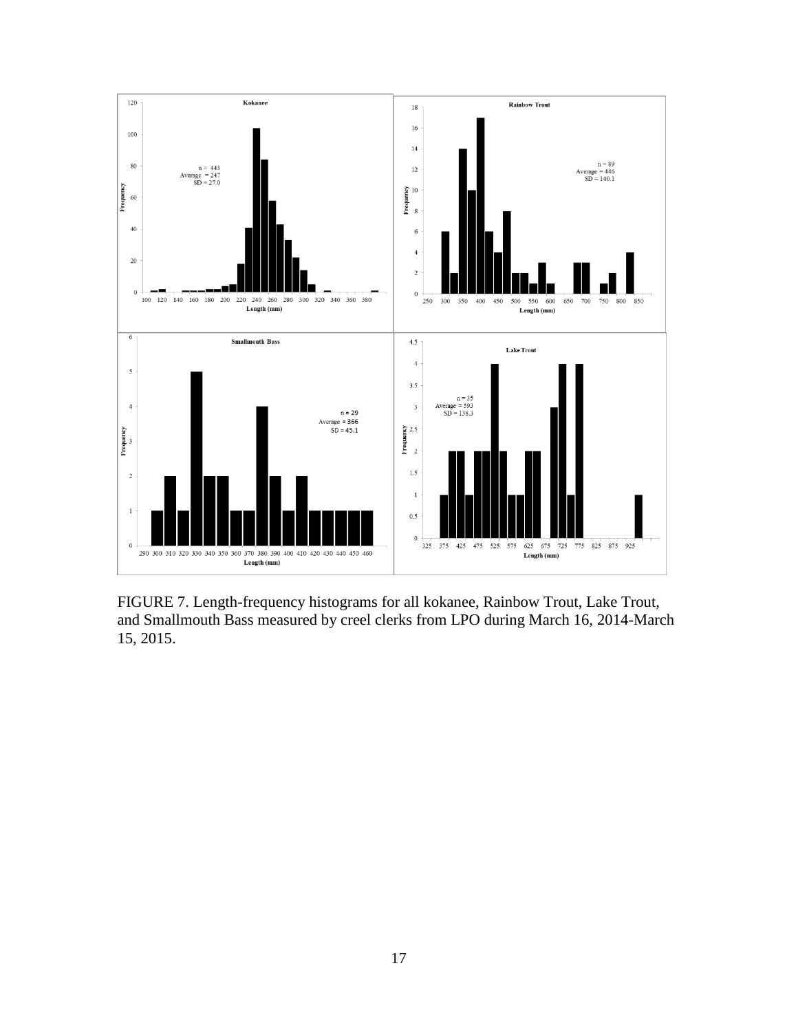FIGURE 7. Length-frequency histograms for all kokanee, Rainbow Trout, Lake Trout, and Smallmouth Bass measured by creel clerks from LPO during March 16, 2014-March 15, 2015.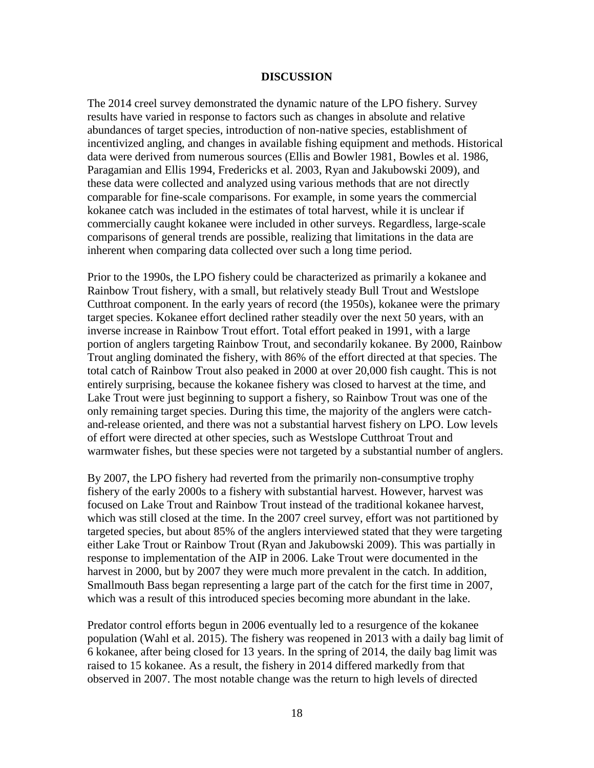## DISCUSSION

The 2014 creel survey demonstrated the dynamic nature of the LPO fishery. Survey results have varied in response to factors such as changes in absolute and relative abundances of target species, introduction of non-native species, establishment of incentivized angling, and changes in available fishing equipment and methods. Historical data were derived from numerous sources (Ellis and Bowler 1981, Bowles et al. 1986, Paragamian and Ellis 1994, Fredericks et al. 2003, Ryan and Jakubowski 2009), and these data were collected and analyzed using various methods that are not directly comparable for fine-scale comparisons. For example, in some years the commercial kokanee catch was included in the estimates of total harvest, while it is unclear if commercially caught kokanee were included in other surveys. Regardless, large-scale comparisons of general trends are possible, realizing that limitations in the data are inherent when comparing data collected over such a long time period.

Prior to the 1990s, the LPO fishery could be characterized as primarily a kokanee and Rainbow Trout fishery, with a small, but relatively steady Bull Trout and Westslope Cutthroat component. In the early years of record (the 1950s), kokanee were the primary target species. Kokanee effort declined rather steadily over the next 50 years, with an inverse increase in Rainbow Trout effort. Total effort peaked in 1991, with a large portion of anglers targeting Rainbow Trout, and secondarily kokanee. By 2000, Rainbow Trout angling dominated the fishery, with 86% of the effort directed at that species. The total catch of Rainbow Trout also peaked in 2000 at over 20,000 fish caught. This is not entirely surprising, because the kokanee fishery was closed to harvest at the time, and Lake Trout were just beginning to support a fishery, so Rainbow Trout was one of the only remaining target species. During this time, the majority of the anglers were catch-and-release oriented, and there was not a substantial harvest fishery on LPO. Low levels of effort were directed at other species, such as Westslope Cutthroat Trout and warmwater fishes, but these species were not targeted by a substantial number of anglers.

By 2007, the LPO fishery had reverted from the primarily non-consumptive trophy fishery of the early 2000s to a fishery with substantial harvest. However, harvest was focused on Lake Trout and Rainbow Trout instead of the traditional kokanee harvest, which was still closed at the time. In the 2007 creel survey, effort was not partitioned by targeted species, but about 85% of the anglers interviewed stated that they were targeting either Lake Trout or Rainbow Trout (Ryan and Jakubowski 2009). This was partially in response to implementation of the AIP in 2006. Lake Trout were documented in the harvest in 2000, but by 2007 they were much more prevalent in the catch. In addition, Smallmouth Bass began representing a large part of the catch for the first time in 2007, which was a result of this introduced species becoming more abundant in the lake.

Predator control efforts begun in 2006 eventually led to a resurgence of the kokanee population (Wahl et al. 2015). The fishery was reopened in 2013 with a daily bag limit of 6 kokanee, after being closed for 13 years. In the spring of 2014, the daily bag limit was raised to 15 kokanee. As a result, the fishery in 2014 differed markedly from that observed in 2007. The most notable change was the return to high levels of directed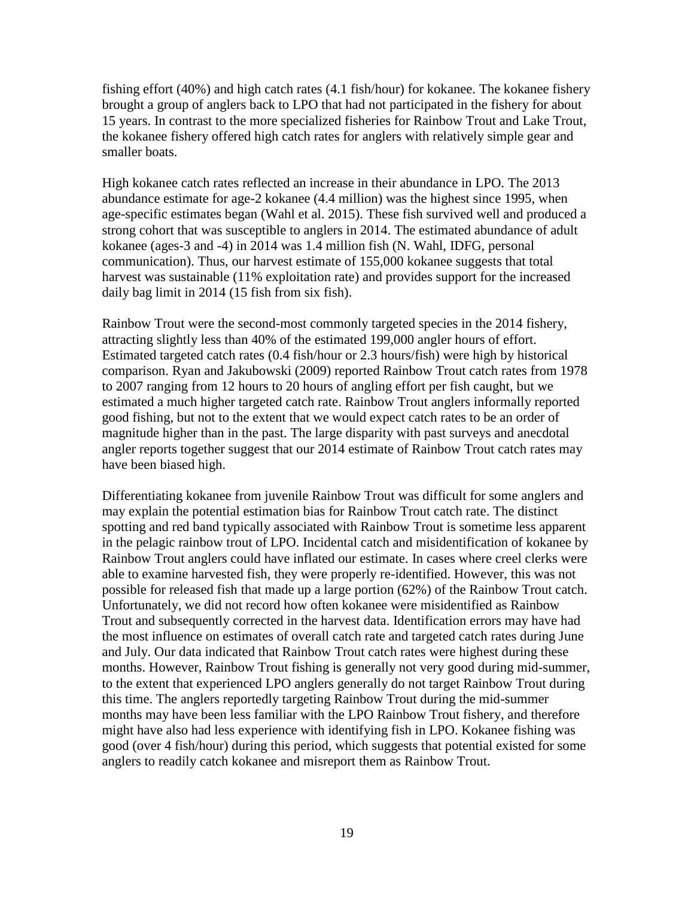fishing effort (40%) and high catch rates (4.1 fish/hour) for kokanee. The kokanee fishery brought a group of anglers back to LPO that had not participated in the fishery for about 15 years. In contrast to the more specialized fisheries for Rainbow Trout and Lake Trout, the kokanee fishery offered high catch rates for anglers with relatively simple gear and smaller boats.

High kokanee catch rates reflected an increase in their abundance in LPO. The 2013 abundance estimate for age-2 kokanee (4.4 million) was the highest since 1995, when age-specific estimates began (Wahl et al. 2015). These fish survived well and produced a strong cohort that was susceptible to anglers in 2014. The estimated abundance of adult kokanee (ages-3 and -4) in 2014 was 1.4 million fish (N. Wahl, IDFG, personal communication). Thus, our harvest estimate of 155,000 kokanee suggests that total harvest was sustainable (11% exploitation rate) and provides support for the increased daily bag limit in 2014 (15 fish from six fish).

Rainbow Trout were the second-most commonly targeted species in the 2014 fishery, attracting slightly less than 40% of the estimated 199,000 angler hours of effort. Estimated targeted catch rates (0.4 fish/hour or 2.3 hours/fish) were high by historical comparison. Ryan and Jakubowski (2009) reported Rainbow Trout catch rates from 1978 to 2007 ranging from 12 hours to 20 hours of angling effort per fish caught, but we estimated a much higher targeted catch rate. Rainbow Trout anglers informally reported good fishing, but not to the extent that we would expect catch rates to be an order of magnitude higher than in the past. The large disparity with past surveys and anecdotal angler reports together suggest that our 2014 estimate of Rainbow Trout catch rates may have been biased high.

Differentiating kokanee from juvenile Rainbow Trout was difficult for some anglers and may explain the potential estimation bias for Rainbow Trout catch rate. The distinct spotting and red band typically associated with Rainbow Trout is sometime less apparent in the pelagic rainbow trout of LPO. Incidental catch and misidentification of kokanee by Rainbow Trout anglers could have inflated our estimate. In cases where creel clerks were able to examine harvested fish, they were properly re-identified. However, this was not possible for released fish that made up a large portion (62%) of the Rainbow Trout catch. Unfortunately, we did not record how often kokanee were misidentified as Rainbow Trout and subsequently corrected in the harvest data. Identification errors may have had the most influence on estimates of overall catch rate and targeted catch rates during June and July. Our data indicated that Rainbow Trout catch rates were highest during these months. However, Rainbow Trout fishing is generally not very good during mid-summer, to the extent that experienced LPO anglers generally do not target Rainbow Trout during this time. The anglers reportedly targeting Rainbow Trout during the mid-summer months may have been less familiar with the LPO Rainbow Trout fishery, and therefore might have also had less experience with identifying fish in LPO. Kokanee fishing was good (over 4 fish/hour) during this period, which suggests that potential existed for some anglers to readily catch kokanee and misreport them as Rainbow Trout.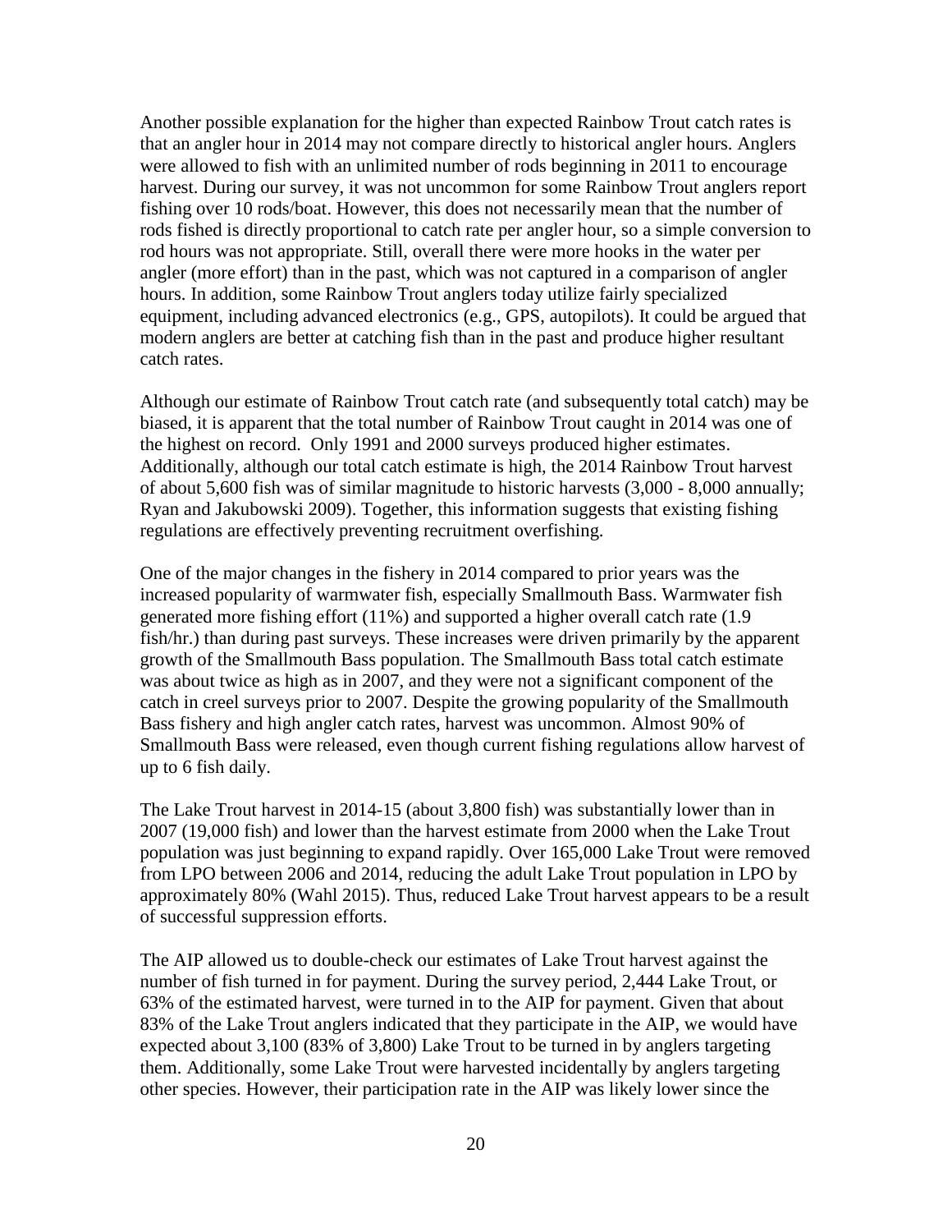Another possible explanation for the higher than expected Rainbow Trout catch rates is that an angler hour in 2014 may not compare directly to historical angler hours. Anglers were allowed to fish with an unlimited number of rods beginning in 2011 to encourage harvest. During our survey, it was not uncommon for some Rainbow Trout anglers report fishing over 10 rods/boat. However, this does not necessarily mean that the number of rods fished is directly proportional to catch rate per angler hour, so a simple conversion to rod hours was not appropriate. Still, overall there were more hooks in the water per angler (more effort) than in the past, which was not captured in a comparison of angler hours. In addition, some Rainbow Trout anglers today utilize fairly specialized equipment, including advanced electronics (e.g., GPS, autopilots). It could be argued that modern anglers are better at catching fish than in the past and produce higher resultant catch rates.

Although our estimate of Rainbow Trout catch rate (and subsequently total catch) may be biased, it is apparent that the total number of Rainbow Trout caught in 2014 was one of the highest on record. Only 1991 and 2000 surveys produced higher estimates. Additionally, although our total catch estimate is high, the 2014 Rainbow Trout harvest of about 5,600 fish was of similar magnitude to historic harvests (3,000 - 8,000 annually; Ryan and Jakubowski 2009). Together, this information suggests that existing fishing regulations are effectively preventing recruitment overfishing.

One of the major changes in the fishery in 2014 compared to prior years was the increased popularity of warmwater fish, especially Smallmouth Bass. Warmwater fish generated more fishing effort (11%) and supported a higher overall catch rate (1.9 fish/hr.) than during past surveys. These increases were driven primarily by the apparent growth of the Smallmouth Bass population. The Smallmouth Bass total catch estimate was about twice as high as in 2007, and they were not a significant component of the catch in creel surveys prior to 2007. Despite the growing popularity of the Smallmouth Bass fishery and high angler catch rates, harvest was uncommon. Almost 90% of Smallmouth Bass were released, even though current fishing regulations allow harvest of up to 6 fish daily.

The Lake Trout harvest in 2014-15 (about 3,800 fish) was substantially lower than in 2007 (19,000 fish) and lower than the harvest estimate from 2000 when the Lake Trout population was just beginning to expand rapidly. Over 165,000 Lake Trout were removed from LPO between 2006 and 2014, reducing the adult Lake Trout population in LPO by approximately 80% (Wahl 2015). Thus, reduced Lake Trout harvest appears to be a result of successful suppression efforts.

The AIP allowed us to double-check our estimates of Lake Trout harvest against the number of fish turned in for payment. During the survey period, 2,444 Lake Trout, or 63% of the estimated harvest, were turned in to the AIP for payment. Given that about 83% of the Lake Trout anglers indicated that they participate in the AIP, we would have expected about 3,100 (83% of 3,800) Lake Trout to be turned in by anglers targeting them. Additionally, some Lake Trout were harvested incidentally by anglers targeting other species. However, their participation rate in the AIP was likely lower since the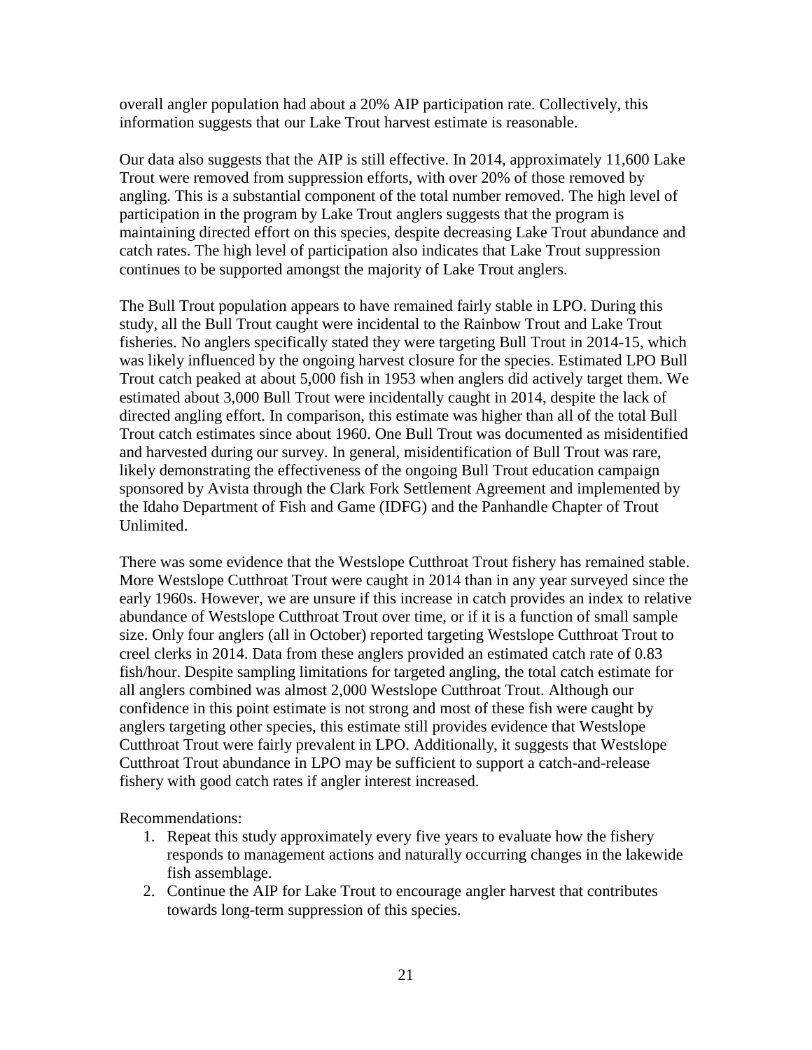overall angler population had about a 20% AIP participation rate. Collectively, this information suggests that our Lake Trout harvest estimate is reasonable.

Our data also suggests that the AIP is still effective. In 2014, approximately 11,600 Lake Trout were removed from suppression efforts, with over 20% of those removed by angling. This is a substantial component of the total number removed. The high level of participation in the program by Lake Trout anglers suggests that the program is maintaining directed effort on this species, despite decreasing Lake Trout abundance and catch rates. The high level of participation also indicates that Lake Trout suppression continues to be supported amongst the majority of Lake Trout anglers.

The Bull Trout population appears to have remained fairly stable in LPO. During this study, all the Bull Trout caught were incidental to the Rainbow Trout and Lake Trout fisheries. No anglers specifically stated they were targeting Bull Trout in 2014-15, which was likely influenced by the ongoing harvest closure for the species. Estimated LPO Bull Trout catch peaked at about 5,000 fish in 1953 when anglers did actively target them. We estimated about 3,000 Bull Trout were incidentally caught in 2014, despite the lack of directed angling effort. In comparison, this estimate was higher than all of the total Bull Trout catch estimates since about 1960. One Bull Trout was documented as misidentified and harvested during our survey. In general, misidentification of Bull Trout was rare, likely demonstrating the effectiveness of the ongoing Bull Trout education campaign sponsored by Avista through the Clark Fork Settlement Agreement and implemented by the Idaho Department of Fish and Game (IDFG) and the Panhandle Chapter of Trout Unlimited.

There was some evidence that the Westslope Cutthroat Trout fishery has remained stable. More Westslope Cutthroat Trout were caught in 2014 than in any year surveyed since the early 1960s. However, we are unsure if this increase in catch provides an index to relative abundance of Westslope Cutthroat Trout over time, or if it is a function of small sample size. Only four anglers (all in October) reported targeting Westslope Cutthroat Trout to creel clerks in 2014. Data from these anglers provided an estimated catch rate of 0.83 fish/hour. Despite sampling limitations for targeted angling, the total catch estimate for all anglers combined was almost 2,000 Westslope Cutthroat Trout. Although our confidence in this point estimate is not strong and most of these fish were caught by anglers targeting other species, this estimate still provides evidence that Westslope Cutthroat Trout were fairly prevalent in LPO. Additionally, it suggests that Westslope Cutthroat Trout abundance in LPO may be sufficient to support a catch-and-release fishery with good catch rates if angler interest increased.

Recommendations:

1. Repeat this study approximately every five years to evaluate how the fishery responds to management actions and naturally occurring changes in the lakewide fish assemblage.
2. Continue the AIP for Lake Trout to encourage angler harvest that contributes towards long-term suppression of this species.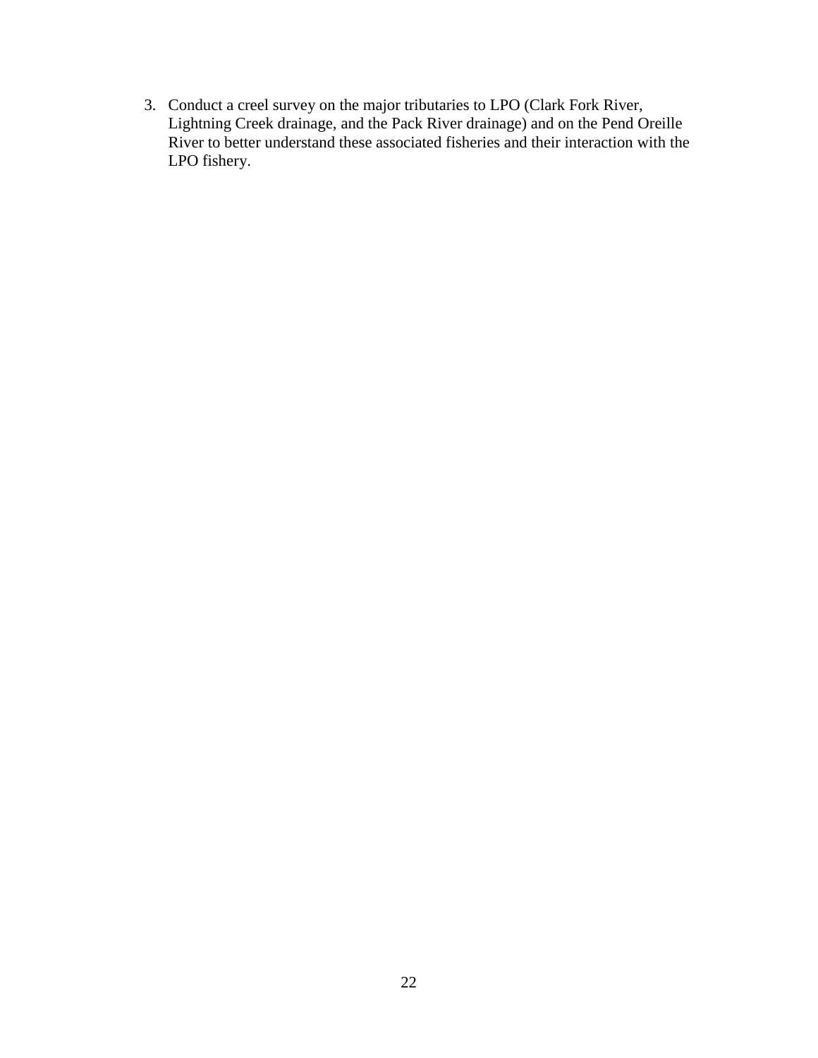3. Conduct a creel survey on the major tributaries to LPO (Clark Fork River, Lightning Creek drainage, and the Pack River drainage) and on the Pend Oreille River to better understand these associated fisheries and their interaction with the LPO fishery.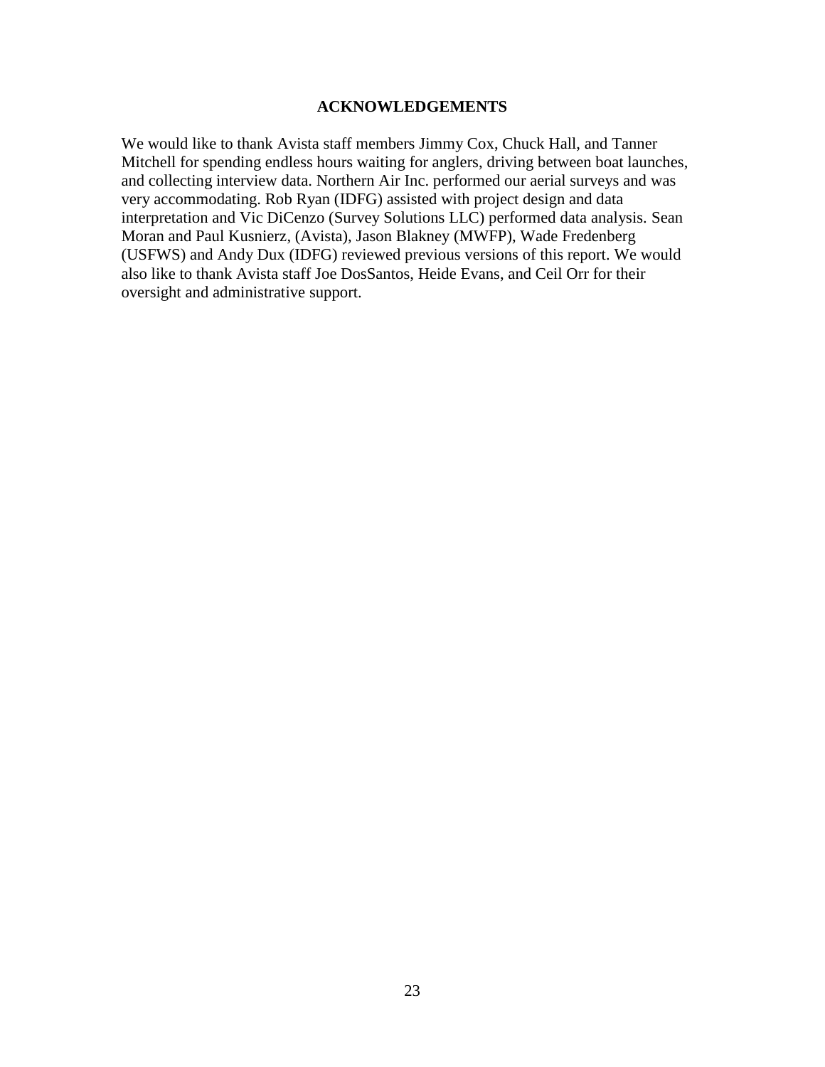## ACKNOWLEDGEMENTS

We would like to thank Avista staff members Jimmy Cox, Chuck Hall, and Tanner Mitchell for spending endless hours waiting for anglers, driving between boat launches, and collecting interview data. Northern Air Inc. performed our aerial surveys and was very accommodating. Rob Ryan (IDFG) assisted with project design and data interpretation and Vic DiCenzo (Survey Solutions LLC) performed data analysis. Sean Moran and Paul Kusnierz, (Avista), Jason Blakney (MWFP), Wade Fredenberg (USFWS) and Andy Dux (IDFG) reviewed previous versions of this report. We would also like to thank Avista staff Joe DosSantos, Heide Evans, and Ceil Orr for their oversight and administrative support.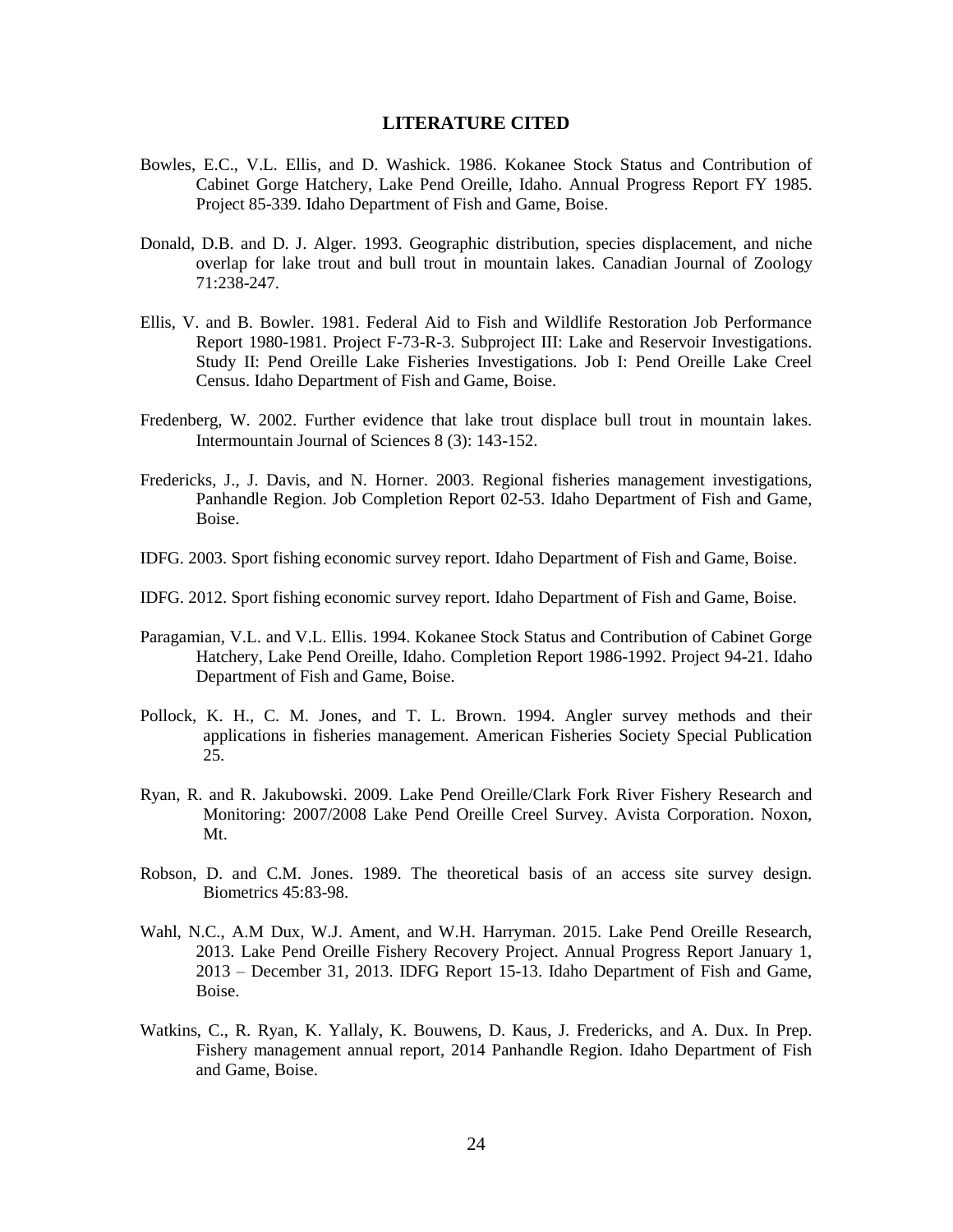## LITERATURE CITED

Bowles, E.C., V.L. Ellis, and D. Washick. 1986. Kokanee Stock Status and Contribution of Cabinet Gorge Hatchery, Lake Pend Oreille, Idaho. Annual Progress Report FY 1985. Project 85-339. Idaho Department of Fish and Game, Boise.

Donald, D.B. and D. J. Alger. 1993. Geographic distribution, species displacement, and niche overlap for lake trout and bull trout in mountain lakes. Canadian Journal of Zoology 71:238-247.

Ellis, V. and B. Bowler. 1981. Federal Aid to Fish and Wildlife Restoration Job Performance Report 1980-1981. Project F-73-R-3. Subproject III: Lake and Reservoir Investigations. Study II: Pend Oreille Lake Fisheries Investigations. Job I: Pend Oreille Lake Creel Census. Idaho Department of Fish and Game, Boise.

Fredenberg, W. 2002. Further evidence that lake trout displace bull trout in mountain lakes. Intermountain Journal of Sciences 8 (3): 143-152.

Fredericks, J., J. Davis, and N. Horner. 2003. Regional fisheries management investigations, Panhandle Region. Job Completion Report 02-53. Idaho Department of Fish and Game, Boise.

IDFG. 2003. Sport fishing economic survey report. Idaho Department of Fish and Game, Boise.

IDFG. 2012. Sport fishing economic survey report. Idaho Department of Fish and Game, Boise.

Paragamian, V.L. and V.L. Ellis. 1994. Kokanee Stock Status and Contribution of Cabinet Gorge Hatchery, Lake Pend Oreille, Idaho. Completion Report 1986-1992. Project 94-21. Idaho Department of Fish and Game, Boise.

Pollock, K. H., C. M. Jones, and T. L. Brown. 1994. Angler survey methods and their applications in fisheries management. American Fisheries Society Special Publication 25.

Ryan, R. and R. Jakubowski. 2009. Lake Pend Oreille/Clark Fork River Fishery Research and Monitoring: 2007/2008 Lake Pend Oreille Creel Survey. Avista Corporation. Noxon, Mt.

Robson, D. and C.M. Jones. 1989. The theoretical basis of an access site survey design. Biometrics 45:83-98.

Wahl, N.C., A.M Dux, W.J. Ament, and W.H. Harryman. 2015. Lake Pend Oreille Research, 2013. Lake Pend Oreille Fishery Recovery Project. Annual Progress Report January 1, 2013 – December 31, 2013. IDFG Report 15-13. Idaho Department of Fish and Game, Boise.

Watkins, C., R. Ryan, K. Yallaly, K. Bouwens, D. Kaus, J. Fredericks, and A. Dux. In Prep. Fishery management annual report, 2014 Panhandle Region. Idaho Department of Fish and Game, Boise.